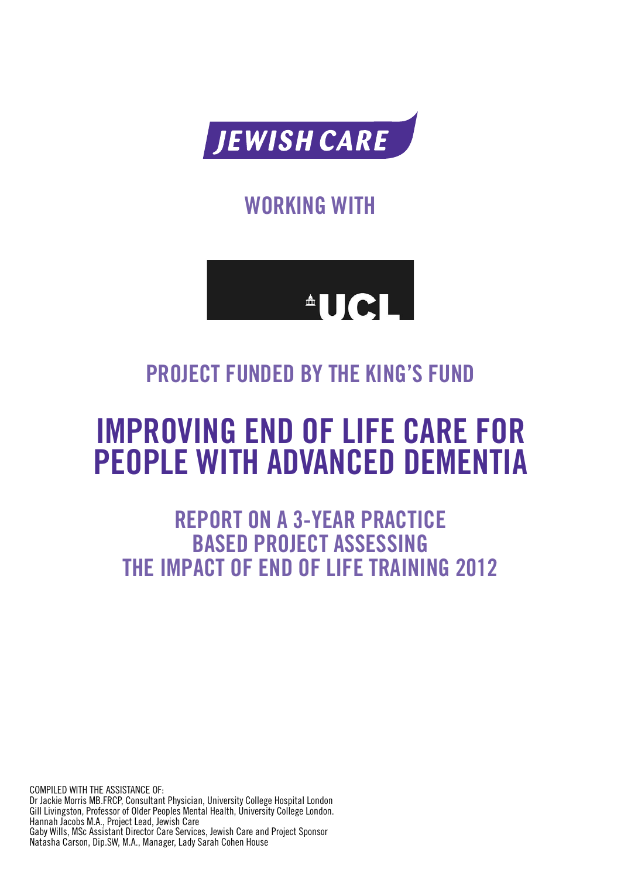JEWISH CARE

WORKING WITH

UCL

## PROJECT FUNDED BY THE KING'S FUND

# IMPROVING END OF LIFE CARE FOR PEOPLE WITH ADVANCED DEMENTIA

## REPORT ON A 3-YEAR PRACTICE BASED PROJECT ASSESSING THE IMPACT OF END OF LIFE TRAINING 2012

COMPILED WITH THE ASSISTANCE OF:
Dr Jackie Morris MB.FRCP, Consultant Physician, University College Hospital London
Gill Livingston, Professor of Older Peoples Mental Health, University College London.
Hannah Jacobs M.A., Project Lead, Jewish Care
Gaby Wills, MSc Assistant Director Care Services, Jewish Care and Project Sponsor
Natasha Carson, Dip.SW, M.A., Manager, Lady Sarah Cohen House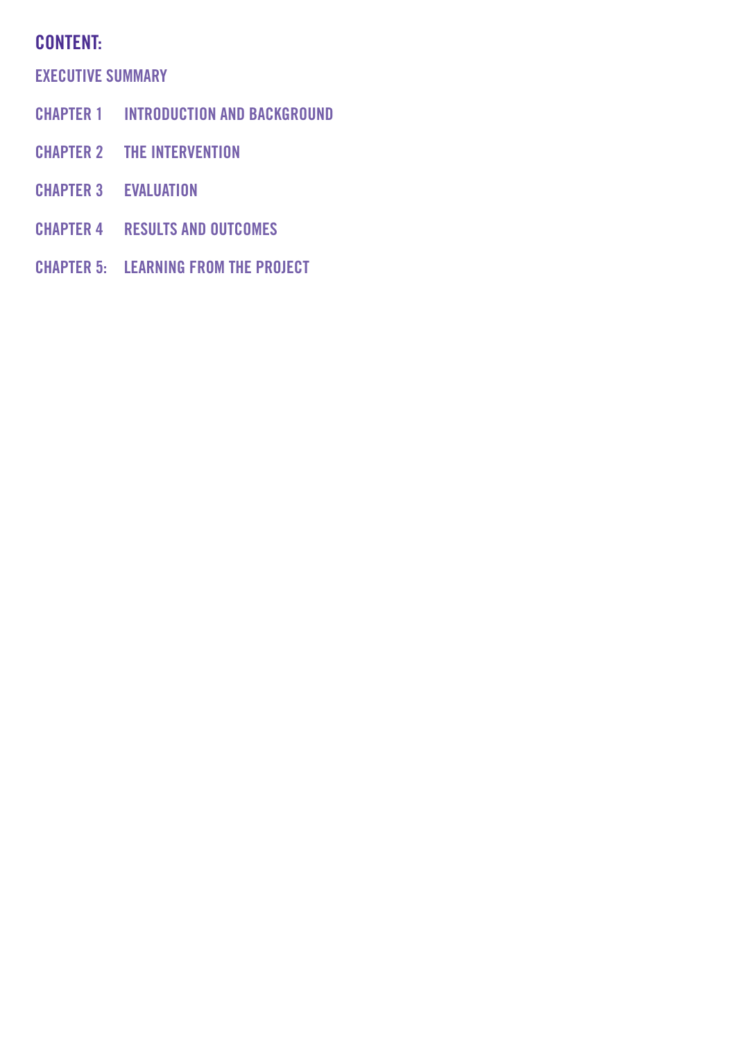## CONTENT:

EXECUTIVE SUMMARY

CHAPTER 1 INTRODUCTION AND BACKGROUND

CHAPTER 2 THE INTERVENTION

CHAPTER 3 EVALUATION

CHAPTER 4 RESULTS AND OUTCOMES

CHAPTER 5: LEARNING FROM THE PROJECT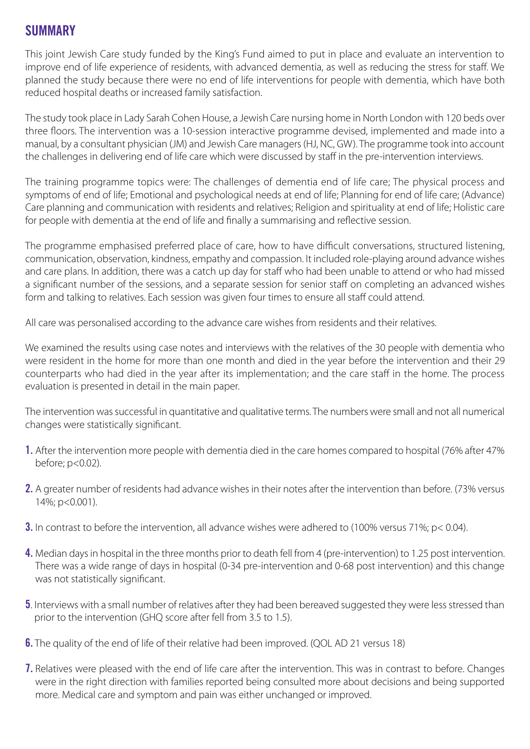## SUMMARY

This joint Jewish Care study funded by the King's Fund aimed to put in place and evaluate an intervention to improve end of life experience of residents, with advanced dementia, as well as reducing the stress for staff. We planned the study because there were no end of life interventions for people with dementia, which have both reduced hospital deaths or increased family satisfaction.

The study took place in Lady Sarah Cohen House, a Jewish Care nursing home in North London with 120 beds over three floors. The intervention was a 10-session interactive programme devised, implemented and made into a manual, by a consultant physician (JM) and Jewish Care managers (HJ, NC, GW). The programme took into account the challenges in delivering end of life care which were discussed by staff in the pre-intervention interviews.

The training programme topics were: The challenges of dementia end of life care; The physical process and symptoms of end of life; Emotional and psychological needs at end of life; Planning for end of life care; (Advance) Care planning and communication with residents and relatives; Religion and spirituality at end of life; Holistic care for people with dementia at the end of life and finally a summarising and reflective session.

The programme emphasised preferred place of care, how to have difficult conversations, structured listening, communication, observation, kindness, empathy and compassion. It included role-playing around advance wishes and care plans. In addition, there was a catch up day for staff who had been unable to attend or who had missed a significant number of the sessions, and a separate session for senior staff on completing an advanced wishes form and talking to relatives. Each session was given four times to ensure all staff could attend.

All care was personalised according to the advance care wishes from residents and their relatives.

We examined the results using case notes and interviews with the relatives of the 30 people with dementia who were resident in the home for more than one month and died in the year before the intervention and their 29 counterparts who had died in the year after its implementation; and the care staff in the home. The process evaluation is presented in detail in the main paper.

The intervention was successful in quantitative and qualitative terms. The numbers were small and not all numerical changes were statistically significant.

1. After the intervention more people with dementia died in the care homes compared to hospital (76% after 47% before; $p<0.02$).

2. A greater number of residents had advance wishes in their notes after the intervention than before. (73% versus 14%; $p<0.001$).

3. In contrast to before the intervention, all advance wishes were adhered to (100% versus 71%; $p< 0.04$).

4. Median days in hospital in the three months prior to death fell from 4 (pre-intervention) to 1.25 post intervention. There was a wide range of days in hospital (0-34 pre-intervention and 0-68 post intervention) and this change was not statistically significant.

5. Interviews with a small number of relatives after they had been bereaved suggested they were less stressed than prior to the intervention (GHQ score after fell from 3.5 to 1.5).

6. The quality of the end of life of their relative had been improved. (QOL AD 21 versus 18)

7. Relatives were pleased with the end of life care after the intervention. This was in contrast to before. Changes were in the right direction with families reported being consulted more about decisions and being supported more. Medical care and symptom and pain was either unchanged or improved.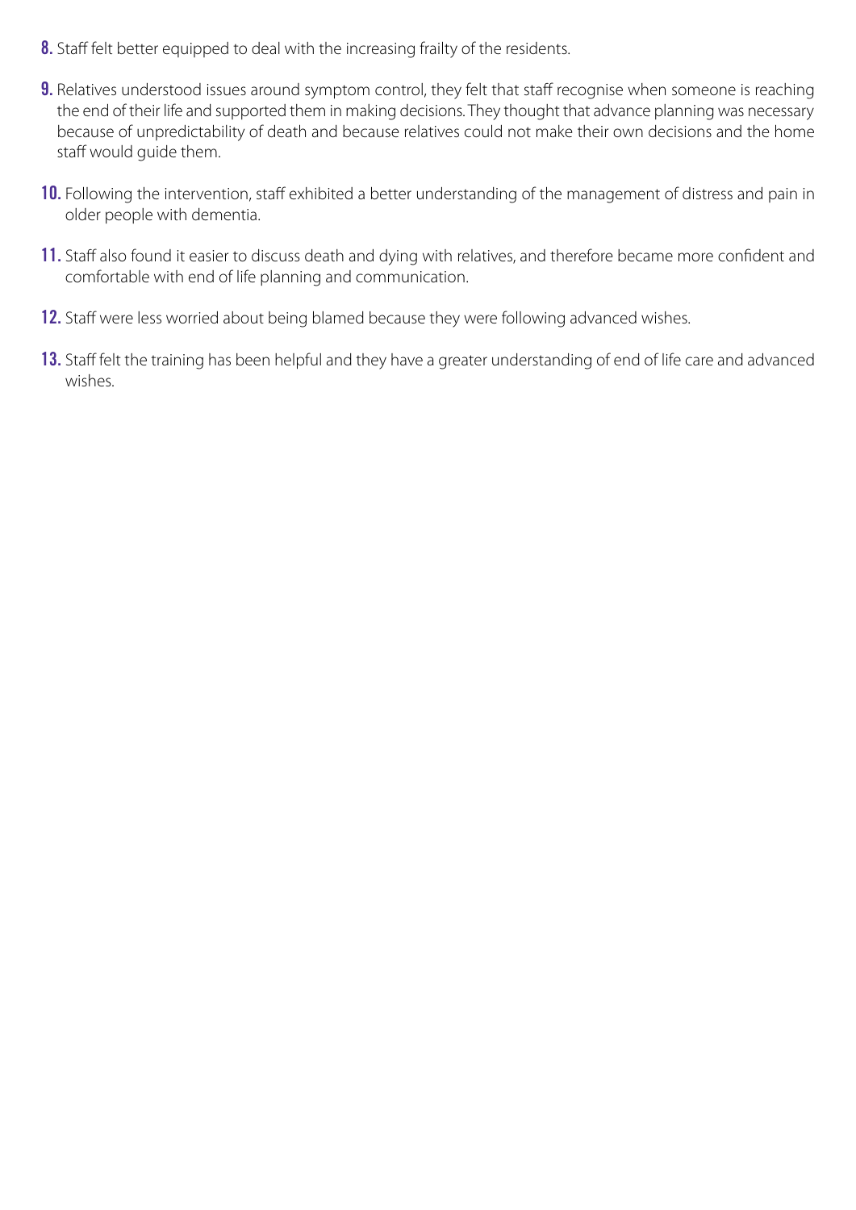8. Staff felt better equipped to deal with the increasing frailty of the residents.
9. Relatives understood issues around symptom control, they felt that staff recognise when someone is reaching the end of their life and supported them in making decisions. They thought that advance planning was necessary because of unpredictability of death and because relatives could not make their own decisions and the home staff would guide them.
10. Following the intervention, staff exhibited a better understanding of the management of distress and pain in older people with dementia.
11. Staff also found it easier to discuss death and dying with relatives, and therefore became more confident and comfortable with end of life planning and communication.
12. Staff were less worried about being blamed because they were following advanced wishes.
13. Staff felt the training has been helpful and they have a greater understanding of end of life care and advanced wishes.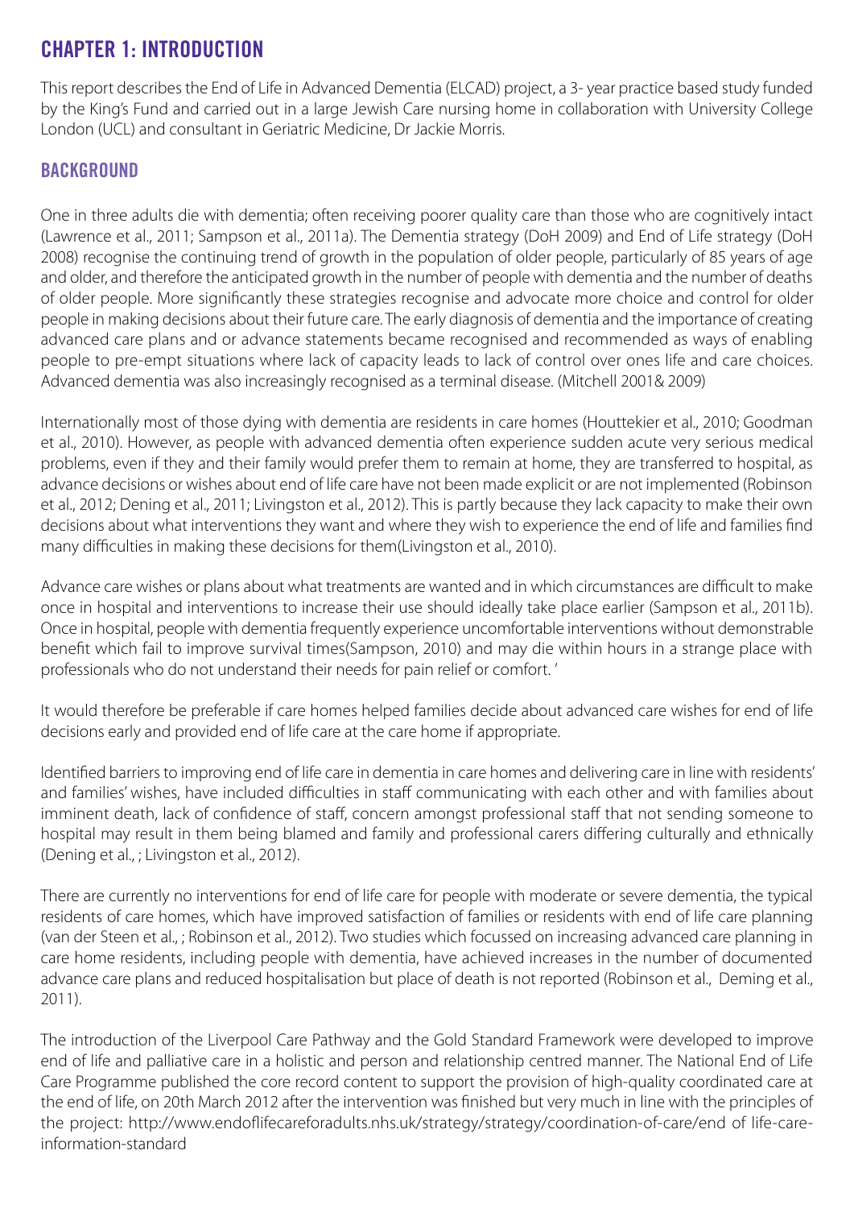# CHAPTER 1: INTRODUCTION

This report describes the End of Life in Advanced Dementia (ELCAD) project, a 3- year practice based study funded by the King's Fund and carried out in a large Jewish Care nursing home in collaboration with University College London (UCL) and consultant in Geriatric Medicine, Dr Jackie Morris.

## BACKGROUND

One in three adults die with dementia; often receiving poorer quality care than those who are cognitively intact (Lawrence et al., 2011; Sampson et al., 2011a). The Dementia strategy (DoH 2009) and End of Life strategy (DoH 2008) recognise the continuing trend of growth in the population of older people, particularly of 85 years of age and older, and therefore the anticipated growth in the number of people with dementia and the number of deaths of older people. More significantly these strategies recognise and advocate more choice and control for older people in making decisions about their future care. The early diagnosis of dementia and the importance of creating advanced care plans and or advance statements became recognised and recommended as ways of enabling people to pre-empt situations where lack of capacity leads to lack of control over ones life and care choices. Advanced dementia was also increasingly recognised as a terminal disease. (Mitchell 2001& 2009)

Internationally most of those dying with dementia are residents in care homes (Houttekier et al., 2010; Goodman et al., 2010). However, as people with advanced dementia often experience sudden acute very serious medical problems, even if they and their family would prefer them to remain at home, they are transferred to hospital, as advance decisions or wishes about end of life care have not been made explicit or are not implemented (Robinson et al., 2012; Dening et al., 2011; Livingston et al., 2012). This is partly because they lack capacity to make their own decisions about what interventions they want and where they wish to experience the end of life and families find many difficulties in making these decisions for them(Livingston et al., 2010).

Advance care wishes or plans about what treatments are wanted and in which circumstances are difficult to make once in hospital and interventions to increase their use should ideally take place earlier (Sampson et al., 2011b). Once in hospital, people with dementia frequently experience uncomfortable interventions without demonstrable benefit which fail to improve survival times(Sampson, 2010) and may die within hours in a strange place with professionals who do not understand their needs for pain relief or comfort. '

It would therefore be preferable if care homes helped families decide about advanced care wishes for end of life decisions early and provided end of life care at the care home if appropriate.

Identified barriers to improving end of life care in dementia in care homes and delivering care in line with residents' and families' wishes, have included difficulties in staff communicating with each other and with families about imminent death, lack of confidence of staff, concern amongst professional staff that not sending someone to hospital may result in them being blamed and family and professional carers differing culturally and ethnically (Dening et al., ; Livingston et al., 2012).

There are currently no interventions for end of life care for people with moderate or severe dementia, the typical residents of care homes, which have improved satisfaction of families or residents with end of life care planning (van der Steen et al., ; Robinson et al., 2012). Two studies which focussed on increasing advanced care planning in care home residents, including people with dementia, have achieved increases in the number of documented advance care plans and reduced hospitalisation but place of death is not reported (Robinson et al., Deming et al., 2011).

The introduction of the Liverpool Care Pathway and the Gold Standard Framework were developed to improve end of life and palliative care in a holistic and person and relationship centred manner. The National End of Life Care Programme published the core record content to support the provision of high-quality coordinated care at the end of life, on 20th March 2012 after the intervention was finished but very much in line with the principles of the project: http://www.endoflifecareforadults.nhs.uk/strategy/strategy/coordination-of-care/end of life-care-information-standard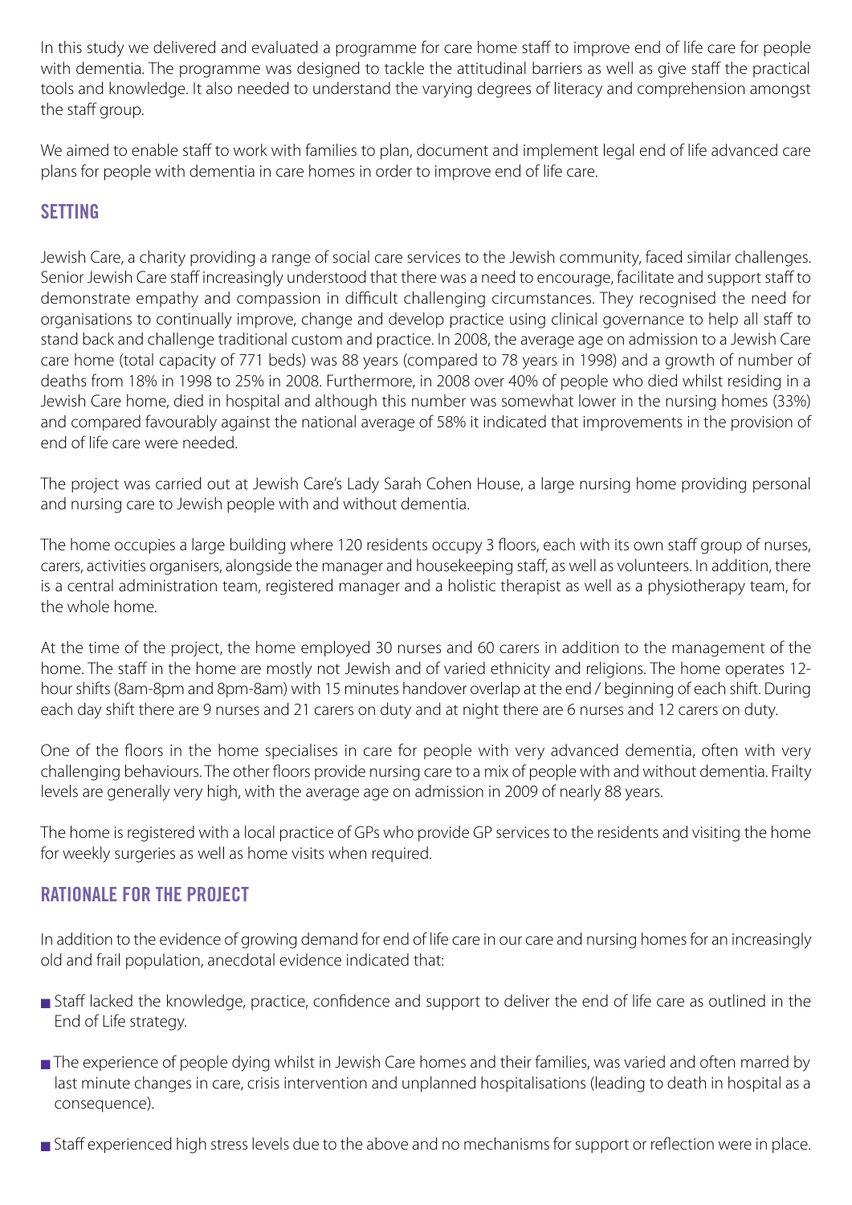In this study we delivered and evaluated a programme for care home staff to improve end of life care for people with dementia. The programme was designed to tackle the attitudinal barriers as well as give staff the practical tools and knowledge. It also needed to understand the varying degrees of literacy and comprehension amongst the staff group.

We aimed to enable staff to work with families to plan, document and implement legal end of life advanced care plans for people with dementia in care homes in order to improve end of life care.

## SETTING

Jewish Care, a charity providing a range of social care services to the Jewish community, faced similar challenges. Senior Jewish Care staff increasingly understood that there was a need to encourage, facilitate and support staff to demonstrate empathy and compassion in difficult challenging circumstances. They recognised the need for organisations to continually improve, change and develop practice using clinical governance to help all staff to stand back and challenge traditional custom and practice. In 2008, the average age on admission to a Jewish Care care home (total capacity of 771 beds) was 88 years (compared to 78 years in 1998) and a growth of number of deaths from 18% in 1998 to 25% in 2008. Furthermore, in 2008 over 40% of people who died whilst residing in a Jewish Care home, died in hospital and although this number was somewhat lower in the nursing homes (33%) and compared favourably against the national average of 58% it indicated that improvements in the provision of end of life care were needed.

The project was carried out at Jewish Care's Lady Sarah Cohen House, a large nursing home providing personal and nursing care to Jewish people with and without dementia.

The home occupies a large building where 120 residents occupy 3 floors, each with its own staff group of nurses, carers, activities organisers, alongside the manager and housekeeping staff, as well as volunteers. In addition, there is a central administration team, registered manager and a holistic therapist as well as a physiotherapy team, for the whole home.

At the time of the project, the home employed 30 nurses and 60 carers in addition to the management of the home. The staff in the home are mostly not Jewish and of varied ethnicity and religions. The home operates 12-hour shifts (8am-8pm and 8pm-8am) with 15 minutes handover overlap at the end / beginning of each shift. During each day shift there are 9 nurses and 21 carers on duty and at night there are 6 nurses and 12 carers on duty.

One of the floors in the home specialises in care for people with very advanced dementia, often with very challenging behaviours. The other floors provide nursing care to a mix of people with and without dementia. Frailty levels are generally very high, with the average age on admission in 2009 of nearly 88 years.

The home is registered with a local practice of GPs who provide GP services to the residents and visiting the home for weekly surgeries as well as home visits when required.

## RATIONALE FOR THE PROJECT

In addition to the evidence of growing demand for end of life care in our care and nursing homes for an increasingly old and frail population, anecdotal evidence indicated that:

- Staff lacked the knowledge, practice, confidence and support to deliver the end of life care as outlined in the End of Life strategy.
- The experience of people dying whilst in Jewish Care homes and their families, was varied and often marred by last minute changes in care, crisis intervention and unplanned hospitalisations (leading to death in hospital as a consequence).
- Staff experienced high stress levels due to the above and no mechanisms for support or reflection were in place.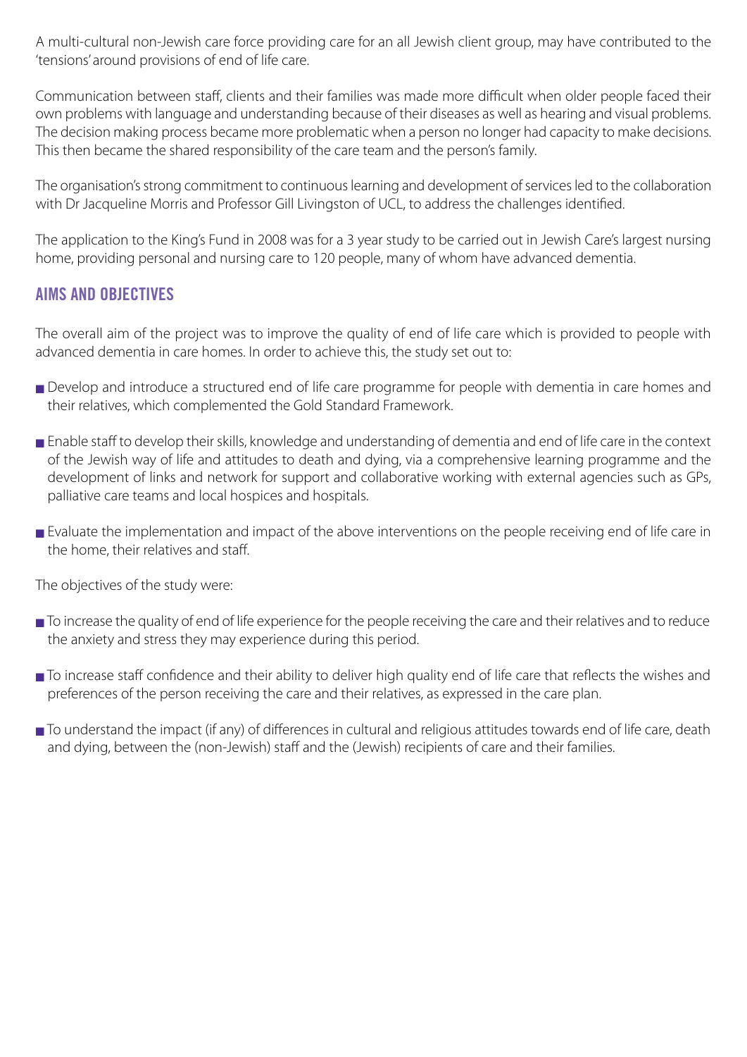A multi-cultural non-Jewish care force providing care for an all Jewish client group, may have contributed to the 'tensions' around provisions of end of life care.

Communication between staff, clients and their families was made more difficult when older people faced their own problems with language and understanding because of their diseases as well as hearing and visual problems. The decision making process became more problematic when a person no longer had capacity to make decisions. This then became the shared responsibility of the care team and the person's family.

The organisation's strong commitment to continuous learning and development of services led to the collaboration with Dr Jacqueline Morris and Professor Gill Livingston of UCL, to address the challenges identified.

The application to the King's Fund in 2008 was for a 3 year study to be carried out in Jewish Care's largest nursing home, providing personal and nursing care to 120 people, many of whom have advanced dementia.

## AIMS AND OBJECTIVES

The overall aim of the project was to improve the quality of end of life care which is provided to people with advanced dementia in care homes. In order to achieve this, the study set out to:

- Develop and introduce a structured end of life care programme for people with dementia in care homes and their relatives, which complemented the Gold Standard Framework.
- Enable staff to develop their skills, knowledge and understanding of dementia and end of life care in the context of the Jewish way of life and attitudes to death and dying, via a comprehensive learning programme and the development of links and network for support and collaborative working with external agencies such as GPs, palliative care teams and local hospices and hospitals.
- Evaluate the implementation and impact of the above interventions on the people receiving end of life care in the home, their relatives and staff.

The objectives of the study were:

- To increase the quality of end of life experience for the people receiving the care and their relatives and to reduce the anxiety and stress they may experience during this period.
- To increase staff confidence and their ability to deliver high quality end of life care that reflects the wishes and preferences of the person receiving the care and their relatives, as expressed in the care plan.
- To understand the impact (if any) of differences in cultural and religious attitudes towards end of life care, death and dying, between the (non-Jewish) staff and the (Jewish) recipients of care and their families.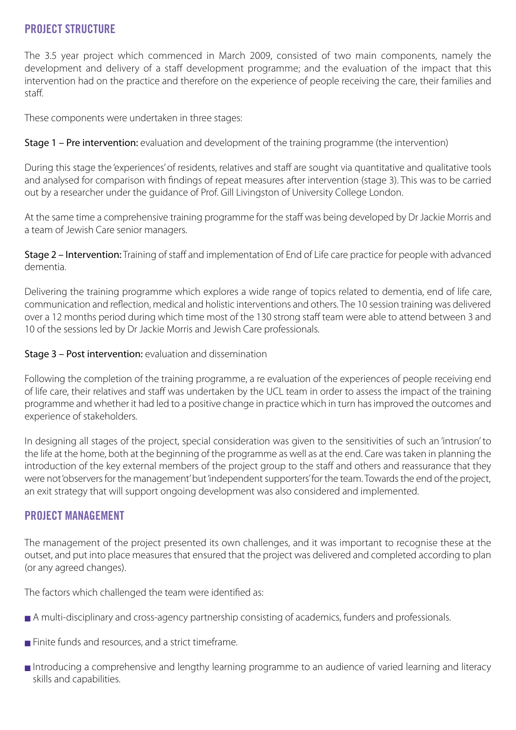## PROJECT STRUCTURE

The 3.5 year project which commenced in March 2009, consisted of two main components, namely the development and delivery of a staff development programme; and the evaluation of the impact that this intervention had on the practice and therefore on the experience of people receiving the care, their families and staff.

These components were undertaken in three stages:

**Stage 1 – Pre intervention:** evaluation and development of the training programme (the intervention)

During this stage the 'experiences' of residents, relatives and staff are sought via quantitative and qualitative tools and analysed for comparison with findings of repeat measures after intervention (stage 3). This was to be carried out by a researcher under the guidance of Prof. Gill Livingston of University College London.

At the same time a comprehensive training programme for the staff was being developed by Dr Jackie Morris and a team of Jewish Care senior managers.

**Stage 2 – Intervention:** Training of staff and implementation of End of Life care practice for people with advanced dementia.

Delivering the training programme which explores a wide range of topics related to dementia, end of life care, communication and reflection, medical and holistic interventions and others. The 10 session training was delivered over a 12 months period during which time most of the 130 strong staff team were able to attend between 3 and 10 of the sessions led by Dr Jackie Morris and Jewish Care professionals.

**Stage 3 – Post intervention:** evaluation and dissemination

Following the completion of the training programme, a re evaluation of the experiences of people receiving end of life care, their relatives and staff was undertaken by the UCL team in order to assess the impact of the training programme and whether it had led to a positive change in practice which in turn has improved the outcomes and experience of stakeholders.

In designing all stages of the project, special consideration was given to the sensitivities of such an 'intrusion' to the life at the home, both at the beginning of the programme as well as at the end. Care was taken in planning the introduction of the key external members of the project group to the staff and others and reassurance that they were not 'observers for the management' but 'independent supporters' for the team. Towards the end of the project, an exit strategy that will support ongoing development was also considered and implemented.

## PROJECT MANAGEMENT

The management of the project presented its own challenges, and it was important to recognise these at the outset, and put into place measures that ensured that the project was delivered and completed according to plan (or any agreed changes).

The factors which challenged the team were identified as:

- A multi-disciplinary and cross-agency partnership consisting of academics, funders and professionals.
- Finite funds and resources, and a strict timeframe.
- Introducing a comprehensive and lengthy learning programme to an audience of varied learning and literacy skills and capabilities.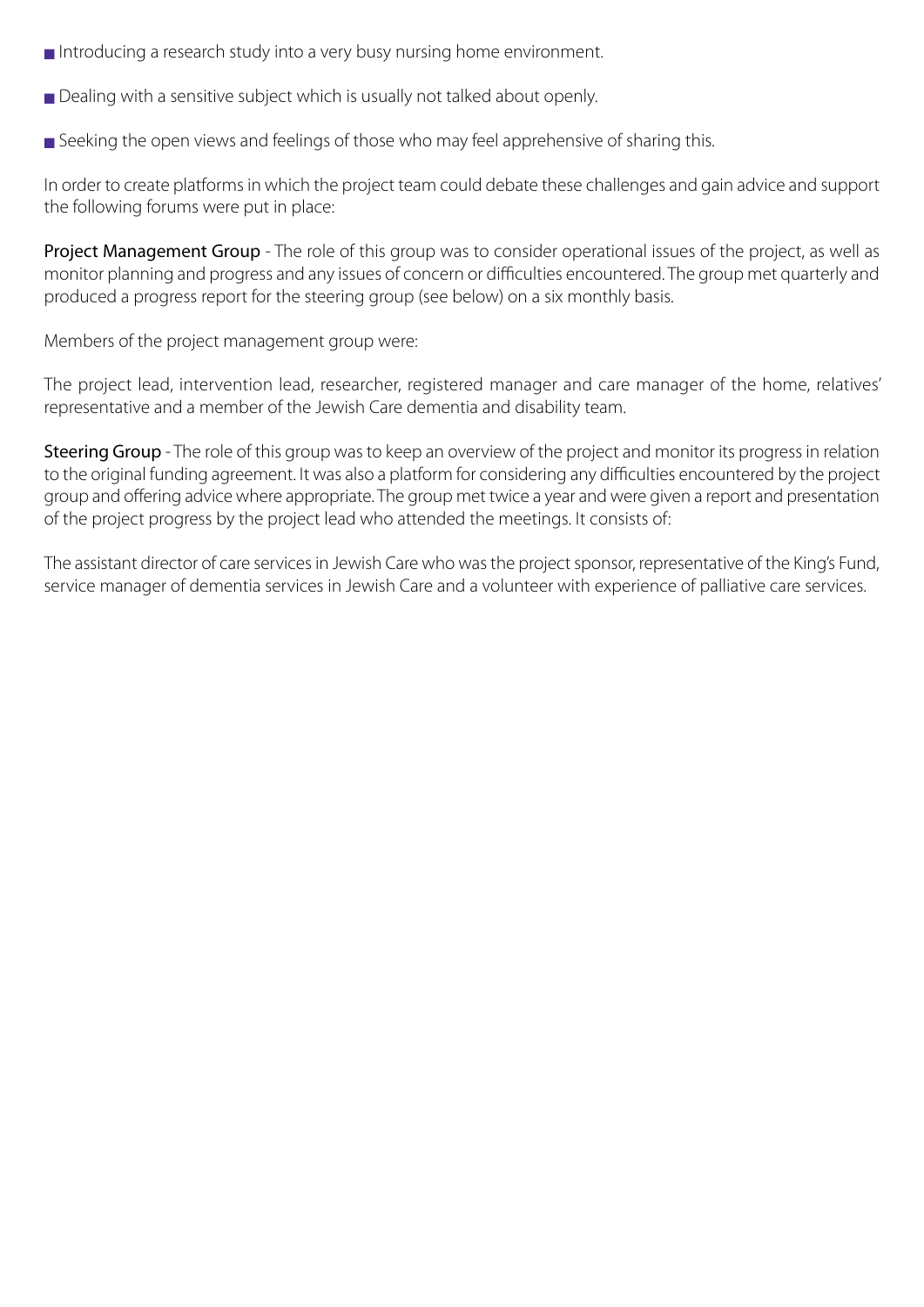- Introducing a research study into a very busy nursing home environment.
- Dealing with a sensitive subject which is usually not talked about openly.
- Seeking the open views and feelings of those who may feel apprehensive of sharing this.

In order to create platforms in which the project team could debate these challenges and gain advice and support the following forums were put in place:

**Project Management Group** - The role of this group was to consider operational issues of the project, as well as monitor planning and progress and any issues of concern or difficulties encountered. The group met quarterly and produced a progress report for the steering group (see below) on a six monthly basis.

Members of the project management group were:

The project lead, intervention lead, researcher, registered manager and care manager of the home, relatives' representative and a member of the Jewish Care dementia and disability team.

**Steering Group** - The role of this group was to keep an overview of the project and monitor its progress in relation to the original funding agreement. It was also a platform for considering any difficulties encountered by the project group and offering advice where appropriate. The group met twice a year and were given a report and presentation of the project progress by the project lead who attended the meetings. It consists of:

The assistant director of care services in Jewish Care who was the project sponsor, representative of the King's Fund, service manager of dementia services in Jewish Care and a volunteer with experience of palliative care services.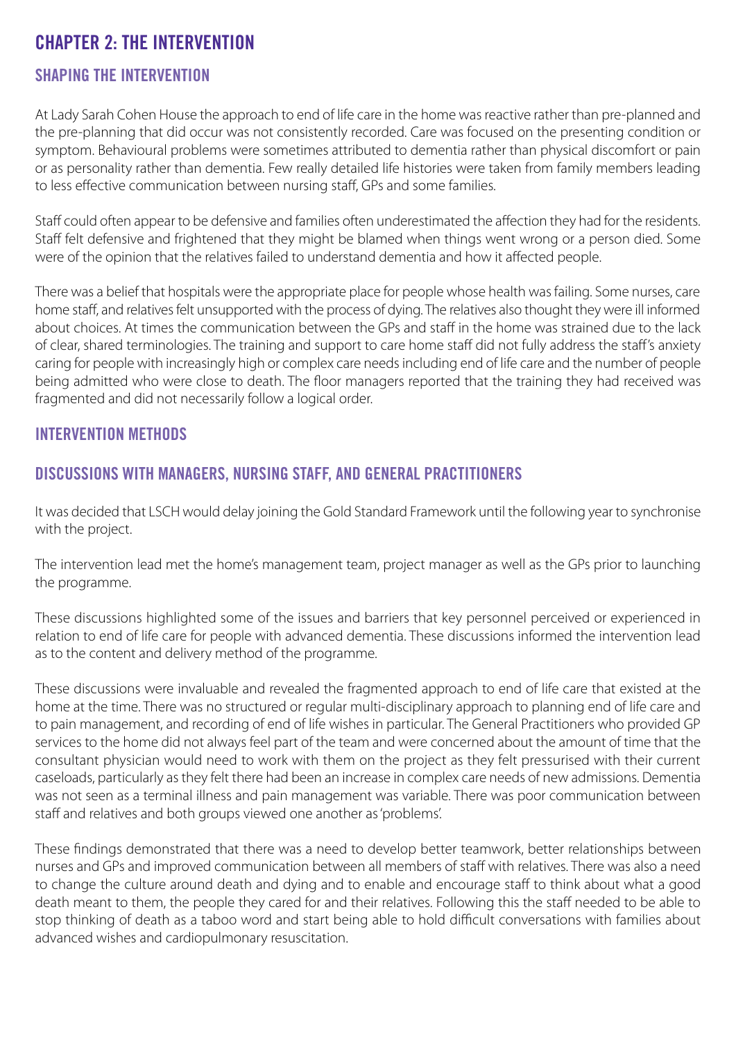# CHAPTER 2: THE INTERVENTION

## SHAPING THE INTERVENTION

At Lady Sarah Cohen House the approach to end of life care in the home was reactive rather than pre-planned and the pre-planning that did occur was not consistently recorded. Care was focused on the presenting condition or symptom. Behavioural problems were sometimes attributed to dementia rather than physical discomfort or pain or as personality rather than dementia. Few really detailed life histories were taken from family members leading to less effective communication between nursing staff, GPs and some families.

Staff could often appear to be defensive and families often underestimated the affection they had for the residents. Staff felt defensive and frightened that they might be blamed when things went wrong or a person died. Some were of the opinion that the relatives failed to understand dementia and how it affected people.

There was a belief that hospitals were the appropriate place for people whose health was failing. Some nurses, care home staff, and relatives felt unsupported with the process of dying. The relatives also thought they were ill informed about choices. At times the communication between the GPs and staff in the home was strained due to the lack of clear, shared terminologies. The training and support to care home staff did not fully address the staff's anxiety caring for people with increasingly high or complex care needs including end of life care and the number of people being admitted who were close to death. The floor managers reported that the training they had received was fragmented and did not necessarily follow a logical order.

## INTERVENTION METHODS

## DISCUSSIONS WITH MANAGERS, NURSING STAFF, AND GENERAL PRACTITIONERS

It was decided that LSCH would delay joining the Gold Standard Framework until the following year to synchronise with the project.

The intervention lead met the home's management team, project manager as well as the GPs prior to launching the programme.

These discussions highlighted some of the issues and barriers that key personnel perceived or experienced in relation to end of life care for people with advanced dementia. These discussions informed the intervention lead as to the content and delivery method of the programme.

These discussions were invaluable and revealed the fragmented approach to end of life care that existed at the home at the time. There was no structured or regular multi-disciplinary approach to planning end of life care and to pain management, and recording of end of life wishes in particular. The General Practitioners who provided GP services to the home did not always feel part of the team and were concerned about the amount of time that the consultant physician would need to work with them on the project as they felt pressurised with their current caseloads, particularly as they felt there had been an increase in complex care needs of new admissions. Dementia was not seen as a terminal illness and pain management was variable. There was poor communication between staff and relatives and both groups viewed one another as 'problems'.

These findings demonstrated that there was a need to develop better teamwork, better relationships between nurses and GPs and improved communication between all members of staff with relatives. There was also a need to change the culture around death and dying and to enable and encourage staff to think about what a good death meant to them, the people they cared for and their relatives. Following this the staff needed to be able to stop thinking of death as a taboo word and start being able to hold difficult conversations with families about advanced wishes and cardiopulmonary resuscitation.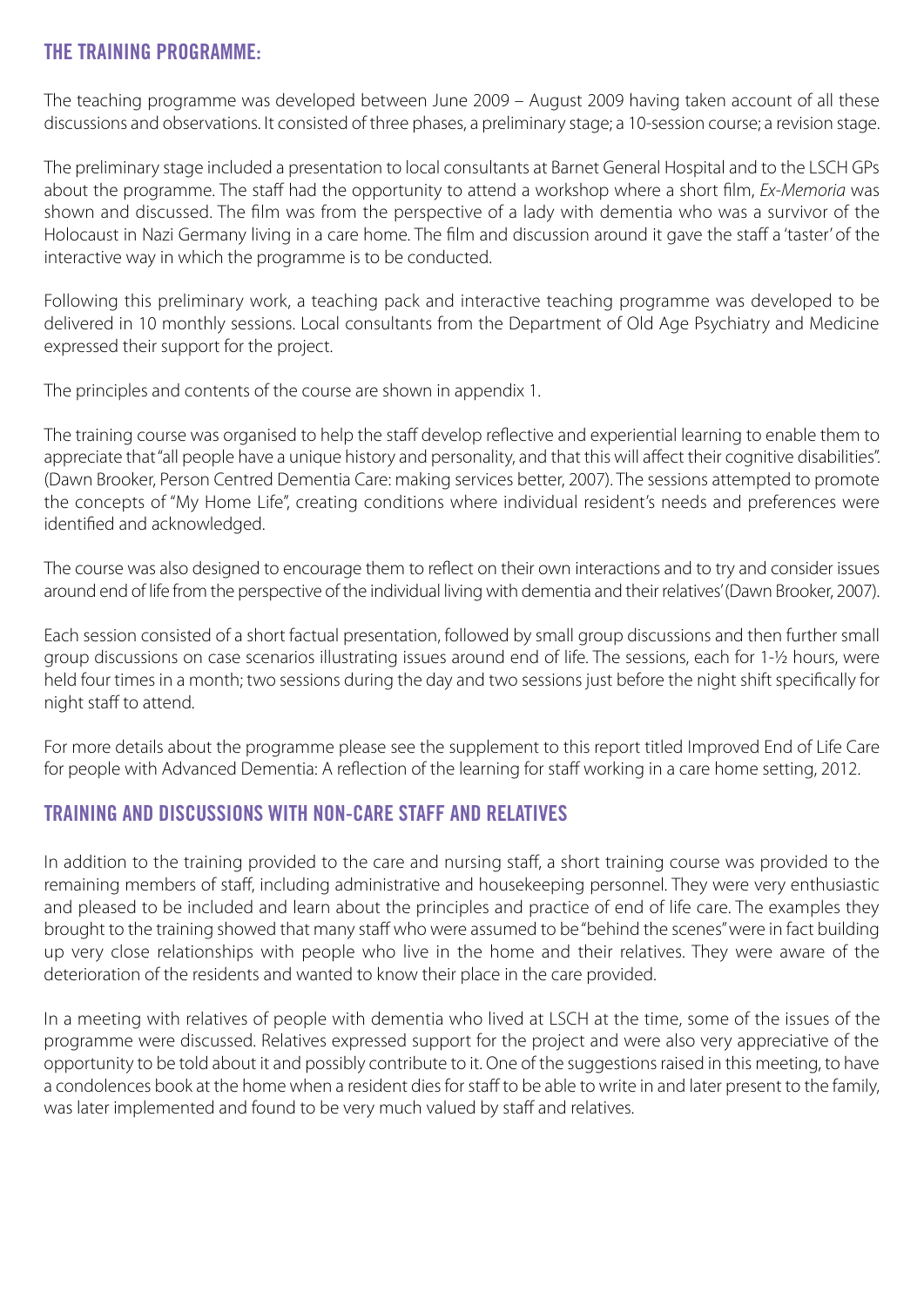## THE TRAINING PROGRAMME:

The teaching programme was developed between June 2009 – August 2009 having taken account of all these discussions and observations. It consisted of three phases, a preliminary stage; a 10-session course; a revision stage.

The preliminary stage included a presentation to local consultants at Barnet General Hospital and to the LSCH GPs about the programme. The staff had the opportunity to attend a workshop where a short film, *Ex-Memoria* was shown and discussed. The film was from the perspective of a lady with dementia who was a survivor of the Holocaust in Nazi Germany living in a care home. The film and discussion around it gave the staff a 'taster' of the interactive way in which the programme is to be conducted.

Following this preliminary work, a teaching pack and interactive teaching programme was developed to be delivered in 10 monthly sessions. Local consultants from the Department of Old Age Psychiatry and Medicine expressed their support for the project.

The principles and contents of the course are shown in appendix 1.

The training course was organised to help the staff develop reflective and experiential learning to enable them to appreciate that "all people have a unique history and personality, and that this will affect their cognitive disabilities". (Dawn Brooker, Person Centred Dementia Care: making services better, 2007). The sessions attempted to promote the concepts of "My Home Life", creating conditions where individual resident's needs and preferences were identified and acknowledged.

The course was also designed to encourage them to reflect on their own interactions and to try and consider issues around end of life from the perspective of the individual living with dementia and their relatives' (Dawn Brooker, 2007).

Each session consisted of a short factual presentation, followed by small group discussions and then further small group discussions on case scenarios illustrating issues around end of life. The sessions, each for 1-½ hours, were held four times in a month; two sessions during the day and two sessions just before the night shift specifically for night staff to attend.

For more details about the programme please see the supplement to this report titled Improved End of Life Care for people with Advanced Dementia: A reflection of the learning for staff working in a care home setting, 2012.

## TRAINING AND DISCUSSIONS WITH NON-CARE STAFF AND RELATIVES

In addition to the training provided to the care and nursing staff, a short training course was provided to the remaining members of staff, including administrative and housekeeping personnel. They were very enthusiastic and pleased to be included and learn about the principles and practice of end of life care. The examples they brought to the training showed that many staff who were assumed to be "behind the scenes" were in fact building up very close relationships with people who live in the home and their relatives. They were aware of the deterioration of the residents and wanted to know their place in the care provided.

In a meeting with relatives of people with dementia who lived at LSCH at the time, some of the issues of the programme were discussed. Relatives expressed support for the project and were also very appreciative of the opportunity to be told about it and possibly contribute to it. One of the suggestions raised in this meeting, to have a condolences book at the home when a resident dies for staff to be able to write in and later present to the family, was later implemented and found to be very much valued by staff and relatives.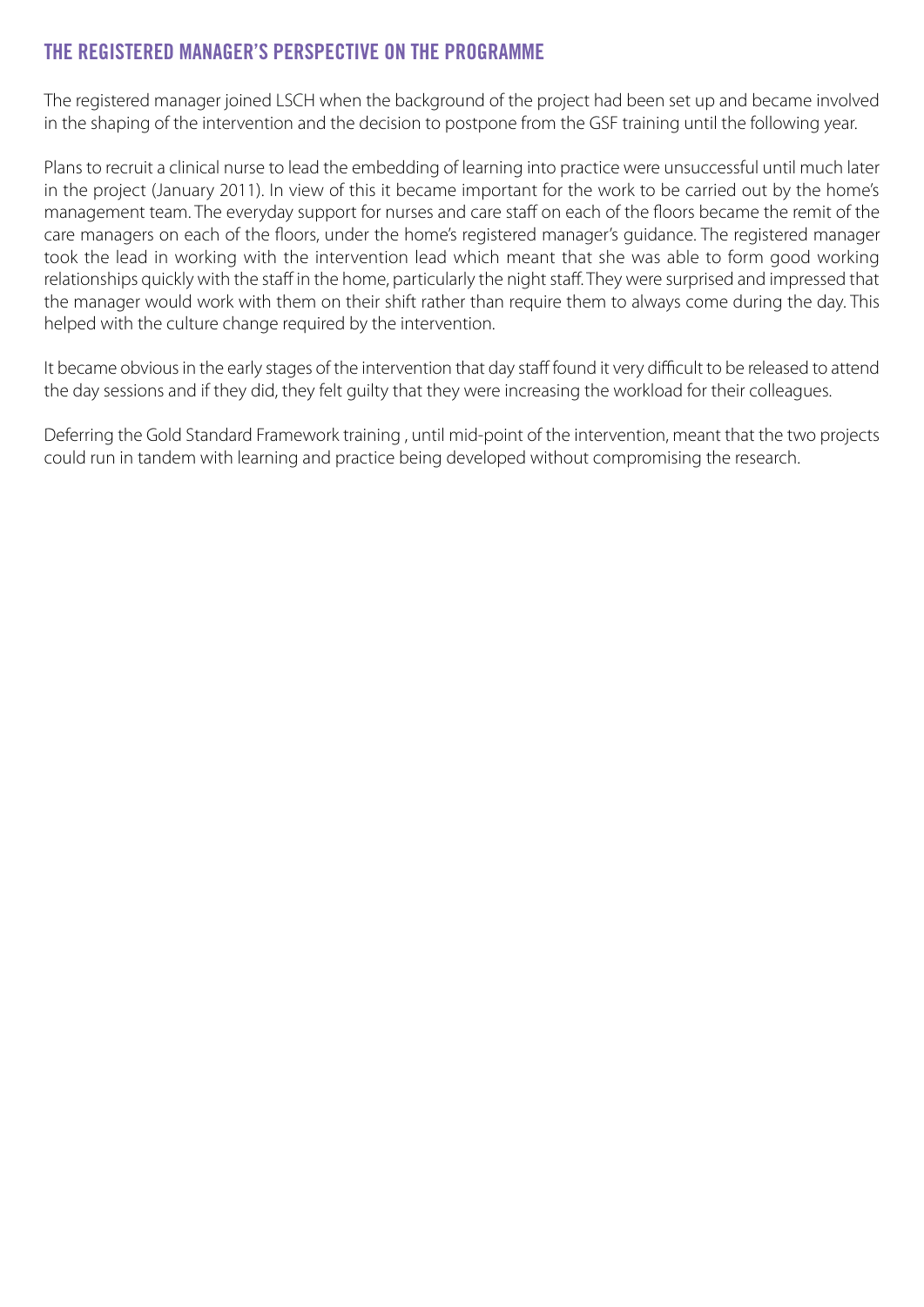## THE REGISTERED MANAGER'S PERSPECTIVE ON THE PROGRAMME

The registered manager joined LSCH when the background of the project had been set up and became involved in the shaping of the intervention and the decision to postpone from the GSF training until the following year.

Plans to recruit a clinical nurse to lead the embedding of learning into practice were unsuccessful until much later in the project (January 2011). In view of this it became important for the work to be carried out by the home's management team. The everyday support for nurses and care staff on each of the floors became the remit of the care managers on each of the floors, under the home's registered manager's guidance. The registered manager took the lead in working with the intervention lead which meant that she was able to form good working relationships quickly with the staff in the home, particularly the night staff. They were surprised and impressed that the manager would work with them on their shift rather than require them to always come during the day. This helped with the culture change required by the intervention.

It became obvious in the early stages of the intervention that day staff found it very difficult to be released to attend the day sessions and if they did, they felt guilty that they were increasing the workload for their colleagues.

Deferring the Gold Standard Framework training , until mid-point of the intervention, meant that the two projects could run in tandem with learning and practice being developed without compromising the research.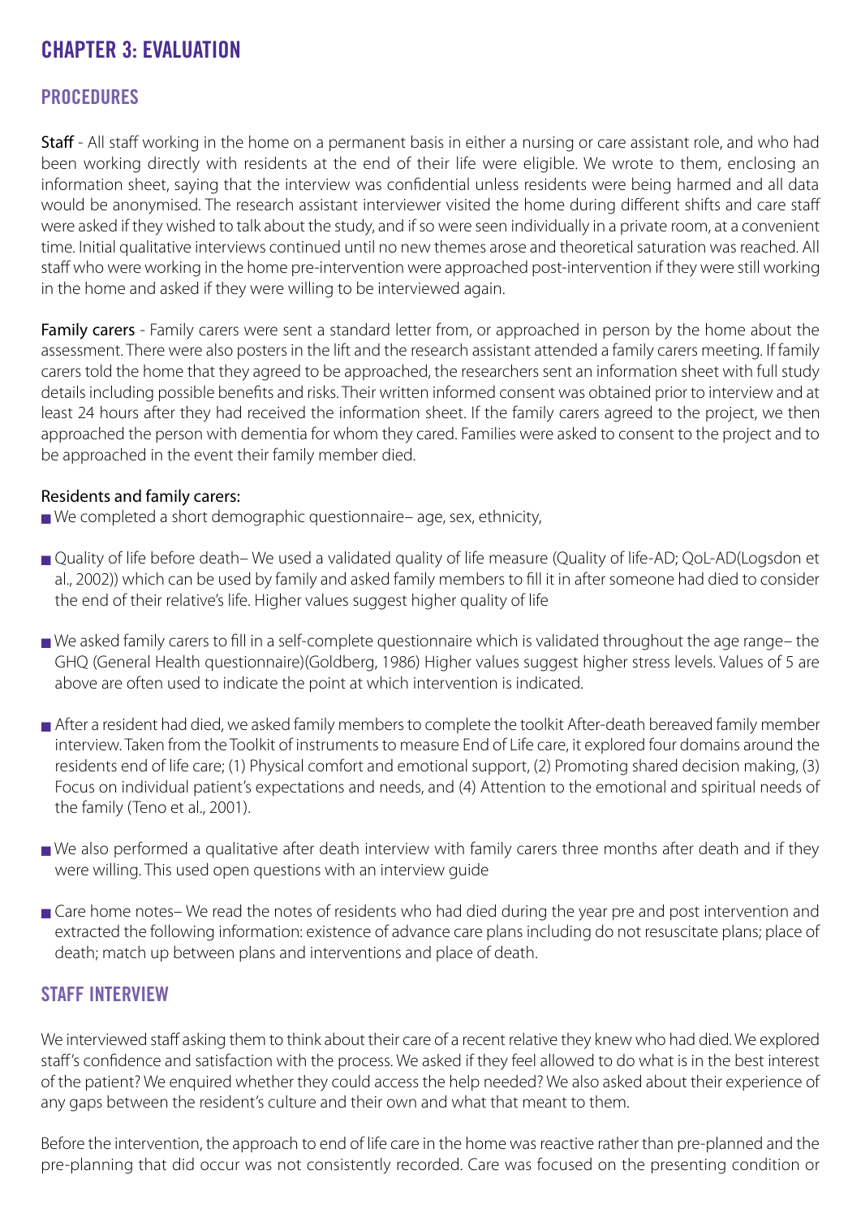# CHAPTER 3: EVALUATION

## PROCEDURES

**Staff** - All staff working in the home on a permanent basis in either a nursing or care assistant role, and who had been working directly with residents at the end of their life were eligible. We wrote to them, enclosing an information sheet, saying that the interview was confidential unless residents were being harmed and all data would be anonymised. The research assistant interviewer visited the home during different shifts and care staff were asked if they wished to talk about the study, and if so were seen individually in a private room, at a convenient time. Initial qualitative interviews continued until no new themes arose and theoretical saturation was reached. All staff who were working in the home pre-intervention were approached post-intervention if they were still working in the home and asked if they were willing to be interviewed again.

**Family carers** - Family carers were sent a standard letter from, or approached in person by the home about the assessment. There were also posters in the lift and the research assistant attended a family carers meeting. If family carers told the home that they agreed to be approached, the researchers sent an information sheet with full study details including possible benefits and risks. Their written informed consent was obtained prior to interview and at least 24 hours after they had received the information sheet. If the family carers agreed to the project, we then approached the person with dementia for whom they cared. Families were asked to consent to the project and to be approached in the event their family member died.

**Residents and family carers:**

- We completed a short demographic questionnaire– age, sex, ethnicity,
- Quality of life before death– We used a validated quality of life measure (Quality of life-AD; QoL-AD(Logsdon et al., 2002)) which can be used by family and asked family members to fill it in after someone had died to consider the end of their relative's life. Higher values suggest higher quality of life
- We asked family carers to fill in a self-complete questionnaire which is validated throughout the age range– the GHQ (General Health questionnaire)(Goldberg, 1986) Higher values suggest higher stress levels. Values of 5 are above are often used to indicate the point at which intervention is indicated.
- After a resident had died, we asked family members to complete the toolkit After-death bereaved family member interview. Taken from the Toolkit of instruments to measure End of Life care, it explored four domains around the residents end of life care; (1) Physical comfort and emotional support, (2) Promoting shared decision making, (3) Focus on individual patient's expectations and needs, and (4) Attention to the emotional and spiritual needs of the family (Teno et al., 2001).
- We also performed a qualitative after death interview with family carers three months after death and if they were willing. This used open questions with an interview guide
- Care home notes– We read the notes of residents who had died during the year pre and post intervention and extracted the following information: existence of advance care plans including do not resuscitate plans; place of death; match up between plans and interventions and place of death.

## STAFF INTERVIEW

We interviewed staff asking them to think about their care of a recent relative they knew who had died. We explored staff's confidence and satisfaction with the process. We asked if they feel allowed to do what is in the best interest of the patient? We enquired whether they could access the help needed? We also asked about their experience of any gaps between the resident's culture and their own and what that meant to them.

Before the intervention, the approach to end of life care in the home was reactive rather than pre-planned and the pre-planning that did occur was not consistently recorded. Care was focused on the presenting condition or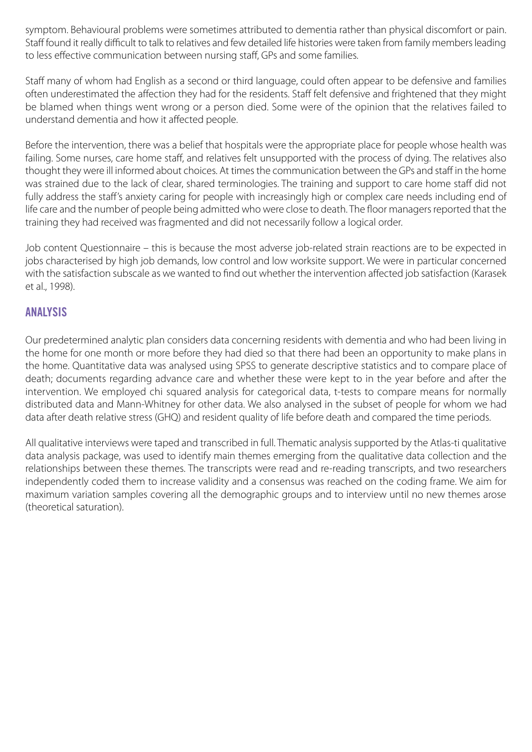symptom. Behavioural problems were sometimes attributed to dementia rather than physical discomfort or pain. Staff found it really difficult to talk to relatives and few detailed life histories were taken from family members leading to less effective communication between nursing staff, GPs and some families.

Staff many of whom had English as a second or third language, could often appear to be defensive and families often underestimated the affection they had for the residents. Staff felt defensive and frightened that they might be blamed when things went wrong or a person died. Some were of the opinion that the relatives failed to understand dementia and how it affected people.

Before the intervention, there was a belief that hospitals were the appropriate place for people whose health was failing. Some nurses, care home staff, and relatives felt unsupported with the process of dying. The relatives also thought they were ill informed about choices. At times the communication between the GPs and staff in the home was strained due to the lack of clear, shared terminologies. The training and support to care home staff did not fully address the staff's anxiety caring for people with increasingly high or complex care needs including end of life care and the number of people being admitted who were close to death. The floor managers reported that the training they had received was fragmented and did not necessarily follow a logical order.

Job content Questionnaire – this is because the most adverse job-related strain reactions are to be expected in jobs characterised by high job demands, low control and low worksite support. We were in particular concerned with the satisfaction subscale as we wanted to find out whether the intervention affected job satisfaction (Karasek et al., 1998).

## ANALYSIS

Our predetermined analytic plan considers data concerning residents with dementia and who had been living in the home for one month or more before they had died so that there had been an opportunity to make plans in the home. Quantitative data was analysed using SPSS to generate descriptive statistics and to compare place of death; documents regarding advance care and whether these were kept to in the year before and after the intervention. We employed chi squared analysis for categorical data, t-tests to compare means for normally distributed data and Mann-Whitney for other data. We also analysed in the subset of people for whom we had data after death relative stress (GHQ) and resident quality of life before death and compared the time periods.

All qualitative interviews were taped and transcribed in full. Thematic analysis supported by the Atlas-ti qualitative data analysis package, was used to identify main themes emerging from the qualitative data collection and the relationships between these themes. The transcripts were read and re-reading transcripts, and two researchers independently coded them to increase validity and a consensus was reached on the coding frame. We aim for maximum variation samples covering all the demographic groups and to interview until no new themes arose (theoretical saturation).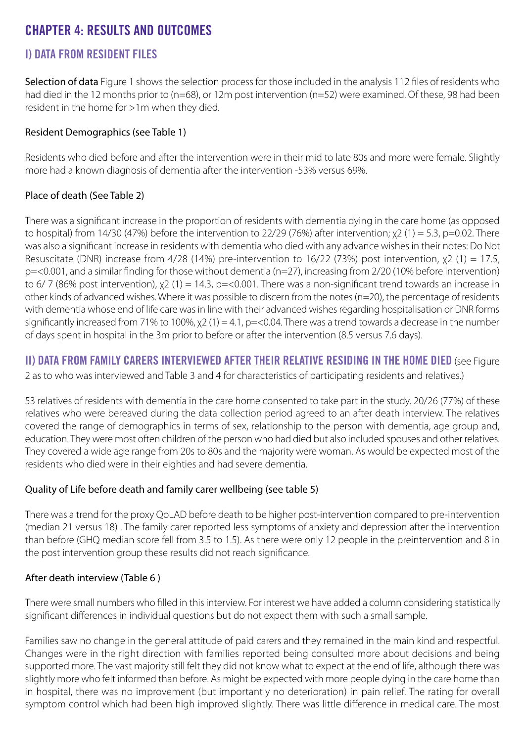# CHAPTER 4: RESULTS AND OUTCOMES

## I) DATA FROM RESIDENT FILES

Selection of data Figure 1 shows the selection process for those included in the analysis 112 files of residents who had died in the 12 months prior to (n=68), or 12m post intervention (n=52) were examined. Of these, 98 had been resident in the home for >1m when they died.

### Resident Demographics (see Table 1)

Residents who died before and after the intervention were in their mid to late 80s and more were female. Slightly more had a known diagnosis of dementia after the intervention -53% versus 69%.

### Place of death (See Table 2)

There was a significant increase in the proportion of residents with dementia dying in the care home (as opposed to hospital) from 14/30 (47%) before the intervention to 22/29 (76%) after intervention; $\chi 2$ (1) = 5.3, p=0.02. There was also a significant increase in residents with dementia who died with any advance wishes in their notes: Do Not Resuscitate (DNR) increase from 4/28 (14%) pre-intervention to 16/22 (73%) post intervention, $\chi 2$ (1) = 17.5, p=<0.001, and a similar finding for those without dementia (n=27), increasing from 2/20 (10% before intervention) to 6/ 7 (86% post intervention), $\chi 2$ (1) = 14.3, p=<0.001. There was a non-significant trend towards an increase in other kinds of advanced wishes. Where it was possible to discern from the notes (n=20), the percentage of residents with dementia whose end of life care was in line with their advanced wishes regarding hospitalisation or DNR forms significantly increased from 71% to 100%, $\chi 2$ (1) = 4.1, p=<0.04. There was a trend towards a decrease in the number of days spent in hospital in the 3m prior to before or after the intervention (8.5 versus 7.6 days).

## II) DATA FROM FAMILY CARERS INTERVIEWED AFTER THEIR RELATIVE RESIDING IN THE HOME DIED (see Figure 2 as to who was interviewed and Table 3 and 4 for characteristics of participating residents and relatives.)

53 relatives of residents with dementia in the care home consented to take part in the study. 20/26 (77%) of these relatives who were bereaved during the data collection period agreed to an after death interview. The relatives covered the range of demographics in terms of sex, relationship to the person with dementia, age group and, education. They were most often children of the person who had died but also included spouses and other relatives. They covered a wide age range from 20s to 80s and the majority were woman. As would be expected most of the residents who died were in their eighties and had severe dementia.

### Quality of Life before death and family carer wellbeing (see table 5)

There was a trend for the proxy QoLAD before death to be higher post-intervention compared to pre-intervention (median 21 versus 18) . The family carer reported less symptoms of anxiety and depression after the intervention than before (GHQ median score fell from 3.5 to 1.5). As there were only 12 people in the preintervention and 8 in the post intervention group these results did not reach significance.

### After death interview (Table 6 )

There were small numbers who filled in this interview. For interest we have added a column considering statistically significant differences in individual questions but do not expect them with such a small sample.

Families saw no change in the general attitude of paid carers and they remained in the main kind and respectful. Changes were in the right direction with families reported being consulted more about decisions and being supported more. The vast majority still felt they did not know what to expect at the end of life, although there was slightly more who felt informed than before. As might be expected with more people dying in the care home than in hospital, there was no improvement (but importantly no deterioration) in pain relief. The rating for overall symptom control which had been high improved slightly. There was little difference in medical care. The most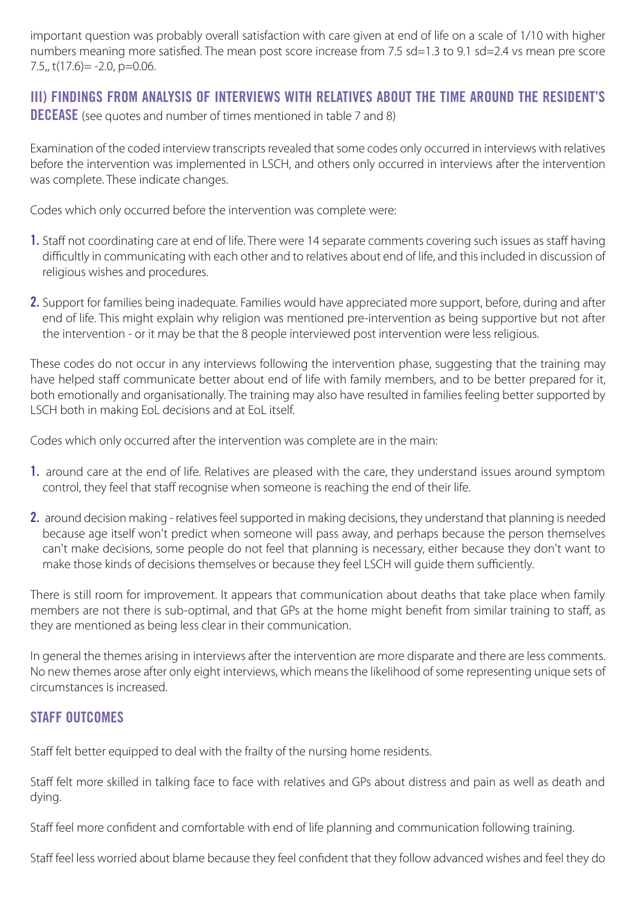important question was probably overall satisfaction with care given at end of life on a scale of 1/10 with higher numbers meaning more satisfied. The mean post score increase from 7.5 sd=1.3 to 9.1 sd=2.4 vs mean pre score 7.5,, $t(17.6) = -2.0$, $p=0.06$.

## III) FINDINGS FROM ANALYSIS OF INTERVIEWS WITH RELATIVES ABOUT THE TIME AROUND THE RESIDENT'S DECEASE (see quotes and number of times mentioned in table 7 and 8)

Examination of the coded interview transcripts revealed that some codes only occurred in interviews with relatives before the intervention was implemented in LSCH, and others only occurred in interviews after the intervention was complete. These indicate changes.

Codes which only occurred before the intervention was complete were:

1. Staff not coordinating care at end of life. There were 14 separate comments covering such issues as staff having difficultly in communicating with each other and to relatives about end of life, and this included in discussion of religious wishes and procedures.
2. Support for families being inadequate. Families would have appreciated more support, before, during and after end of life. This might explain why religion was mentioned pre-intervention as being supportive but not after the intervention - or it may be that the 8 people interviewed post intervention were less religious.

These codes do not occur in any interviews following the intervention phase, suggesting that the training may have helped staff communicate better about end of life with family members, and to be better prepared for it, both emotionally and organisationally. The training may also have resulted in families feeling better supported by LSCH both in making EoL decisions and at EoL itself.

Codes which only occurred after the intervention was complete are in the main:

1. around care at the end of life. Relatives are pleased with the care, they understand issues around symptom control, they feel that staff recognise when someone is reaching the end of their life.
2. around decision making - relatives feel supported in making decisions, they understand that planning is needed because age itself won't predict when someone will pass away, and perhaps because the person themselves can't make decisions, some people do not feel that planning is necessary, either because they don't want to make those kinds of decisions themselves or because they feel LSCH will guide them sufficiently.

There is still room for improvement. It appears that communication about deaths that take place when family members are not there is sub-optimal, and that GPs at the home might benefit from similar training to staff, as they are mentioned as being less clear in their communication.

In general the themes arising in interviews after the intervention are more disparate and there are less comments. No new themes arose after only eight interviews, which means the likelihood of some representing unique sets of circumstances is increased.

## STAFF OUTCOMES

Staff felt better equipped to deal with the frailty of the nursing home residents.

Staff felt more skilled in talking face to face with relatives and GPs about distress and pain as well as death and dying.

Staff feel more confident and comfortable with end of life planning and communication following training.

Staff feel less worried about blame because they feel confident that they follow advanced wishes and feel they do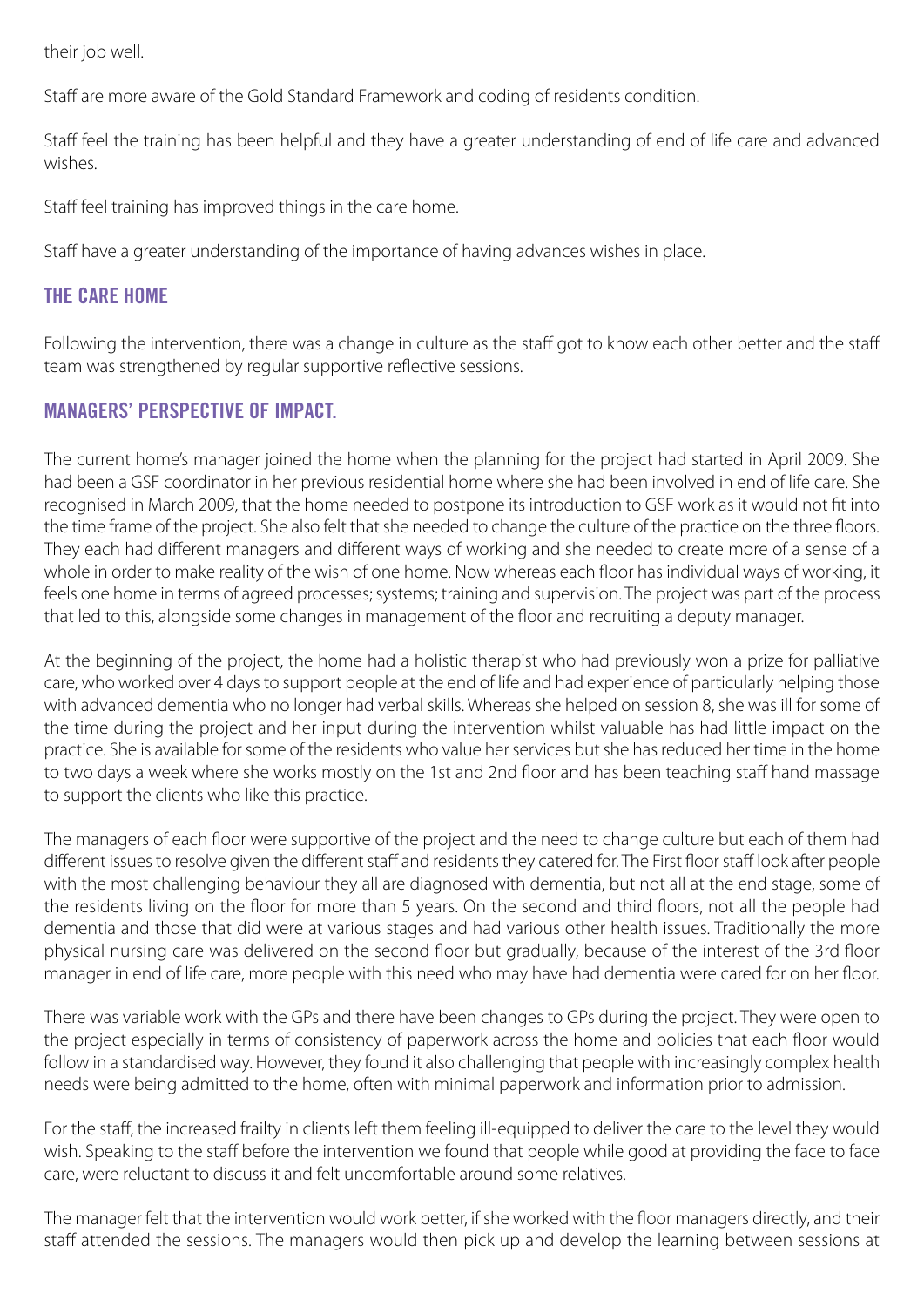their job well.

Staff are more aware of the Gold Standard Framework and coding of residents condition.

Staff feel the training has been helpful and they have a greater understanding of end of life care and advanced wishes.

Staff feel training has improved things in the care home.

Staff have a greater understanding of the importance of having advances wishes in place.

## THE CARE HOME

Following the intervention, there was a change in culture as the staff got to know each other better and the staff team was strengthened by regular supportive reflective sessions.

## MANAGERS' PERSPECTIVE OF IMPACT.

The current home's manager joined the home when the planning for the project had started in April 2009. She had been a GSF coordinator in her previous residential home where she had been involved in end of life care. She recognised in March 2009, that the home needed to postpone its introduction to GSF work as it would not fit into the time frame of the project. She also felt that she needed to change the culture of the practice on the three floors. They each had different managers and different ways of working and she needed to create more of a sense of a whole in order to make reality of the wish of one home. Now whereas each floor has individual ways of working, it feels one home in terms of agreed processes; systems; training and supervision. The project was part of the process that led to this, alongside some changes in management of the floor and recruiting a deputy manager.

At the beginning of the project, the home had a holistic therapist who had previously won a prize for palliative care, who worked over 4 days to support people at the end of life and had experience of particularly helping those with advanced dementia who no longer had verbal skills. Whereas she helped on session 8, she was ill for some of the time during the project and her input during the intervention whilst valuable has had little impact on the practice. She is available for some of the residents who value her services but she has reduced her time in the home to two days a week where she works mostly on the 1st and 2nd floor and has been teaching staff hand massage to support the clients who like this practice.

The managers of each floor were supportive of the project and the need to change culture but each of them had different issues to resolve given the different staff and residents they catered for. The First floor staff look after people with the most challenging behaviour they all are diagnosed with dementia, but not all at the end stage, some of the residents living on the floor for more than 5 years. On the second and third floors, not all the people had dementia and those that did were at various stages and had various other health issues. Traditionally the more physical nursing care was delivered on the second floor but gradually, because of the interest of the 3rd floor manager in end of life care, more people with this need who may have had dementia were cared for on her floor.

There was variable work with the GPs and there have been changes to GPs during the project. They were open to the project especially in terms of consistency of paperwork across the home and policies that each floor would follow in a standardised way. However, they found it also challenging that people with increasingly complex health needs were being admitted to the home, often with minimal paperwork and information prior to admission.

For the staff, the increased frailty in clients left them feeling ill-equipped to deliver the care to the level they would wish. Speaking to the staff before the intervention we found that people while good at providing the face to face care, were reluctant to discuss it and felt uncomfortable around some relatives.

The manager felt that the intervention would work better, if she worked with the floor managers directly, and their staff attended the sessions. The managers would then pick up and develop the learning between sessions at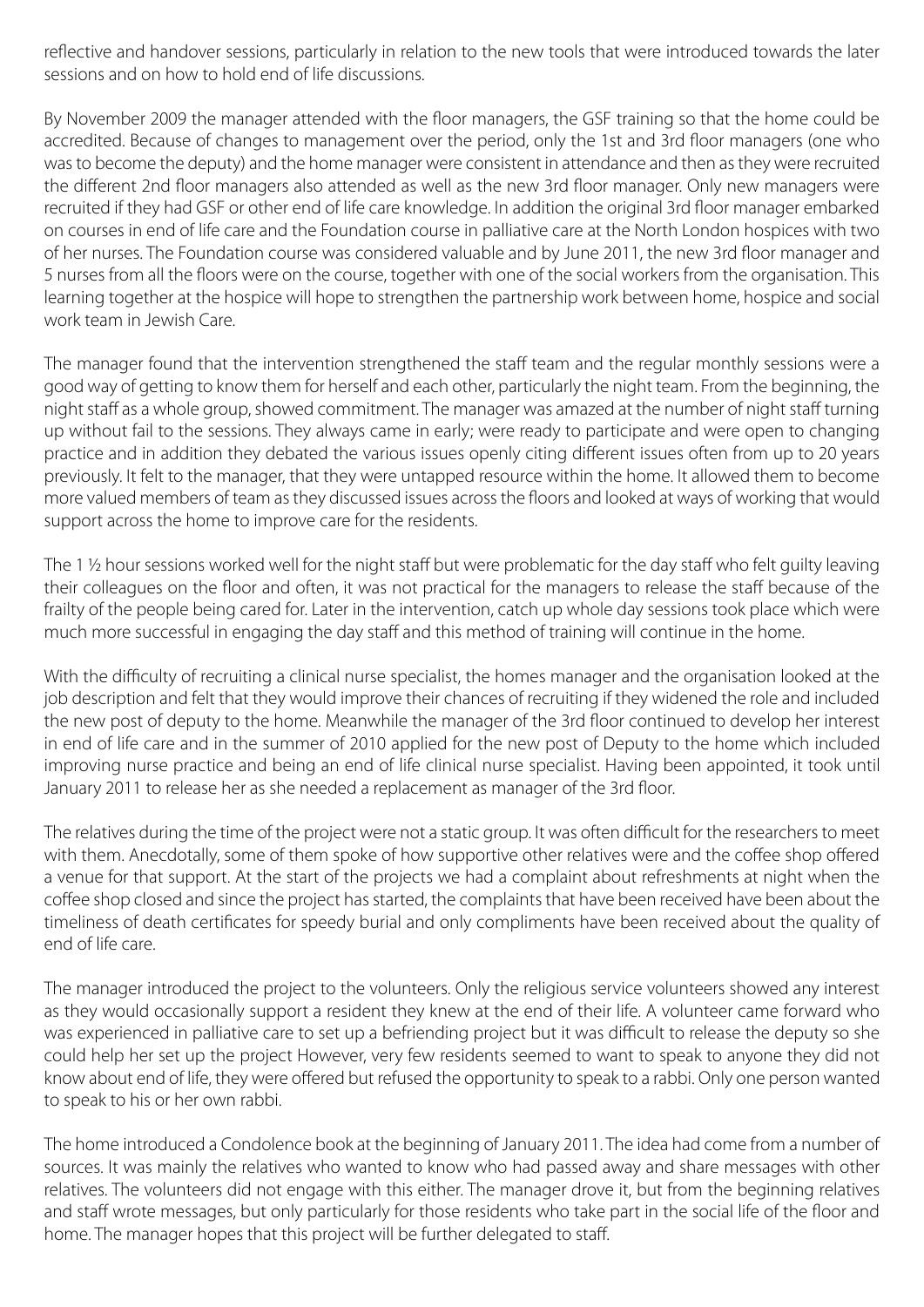reflective and handover sessions, particularly in relation to the new tools that were introduced towards the later sessions and on how to hold end of life discussions.

By November 2009 the manager attended with the floor managers, the GSF training so that the home could be accredited. Because of changes to management over the period, only the 1st and 3rd floor managers (one who was to become the deputy) and the home manager were consistent in attendance and then as they were recruited the different 2nd floor managers also attended as well as the new 3rd floor manager. Only new managers were recruited if they had GSF or other end of life care knowledge. In addition the original 3rd floor manager embarked on courses in end of life care and the Foundation course in palliative care at the North London hospices with two of her nurses. The Foundation course was considered valuable and by June 2011, the new 3rd floor manager and 5 nurses from all the floors were on the course, together with one of the social workers from the organisation. This learning together at the hospice will hope to strengthen the partnership work between home, hospice and social work team in Jewish Care.

The manager found that the intervention strengthened the staff team and the regular monthly sessions were a good way of getting to know them for herself and each other, particularly the night team. From the beginning, the night staff as a whole group, showed commitment. The manager was amazed at the number of night staff turning up without fail to the sessions. They always came in early; were ready to participate and were open to changing practice and in addition they debated the various issues openly citing different issues often from up to 20 years previously. It felt to the manager, that they were untapped resource within the home. It allowed them to become more valued members of team as they discussed issues across the floors and looked at ways of working that would support across the home to improve care for the residents.

The 1 ½ hour sessions worked well for the night staff but were problematic for the day staff who felt guilty leaving their colleagues on the floor and often, it was not practical for the managers to release the staff because of the frailty of the people being cared for. Later in the intervention, catch up whole day sessions took place which were much more successful in engaging the day staff and this method of training will continue in the home.

With the difficulty of recruiting a clinical nurse specialist, the homes manager and the organisation looked at the job description and felt that they would improve their chances of recruiting if they widened the role and included the new post of deputy to the home. Meanwhile the manager of the 3rd floor continued to develop her interest in end of life care and in the summer of 2010 applied for the new post of Deputy to the home which included improving nurse practice and being an end of life clinical nurse specialist. Having been appointed, it took until January 2011 to release her as she needed a replacement as manager of the 3rd floor.

The relatives during the time of the project were not a static group. It was often difficult for the researchers to meet with them. Anecdotally, some of them spoke of how supportive other relatives were and the coffee shop offered a venue for that support. At the start of the projects we had a complaint about refreshments at night when the coffee shop closed and since the project has started, the complaints that have been received have been about the timeliness of death certificates for speedy burial and only compliments have been received about the quality of end of life care.

The manager introduced the project to the volunteers. Only the religious service volunteers showed any interest as they would occasionally support a resident they knew at the end of their life. A volunteer came forward who was experienced in palliative care to set up a befriending project but it was difficult to release the deputy so she could help her set up the project However, very few residents seemed to want to speak to anyone they did not know about end of life, they were offered but refused the opportunity to speak to a rabbi. Only one person wanted to speak to his or her own rabbi.

The home introduced a Condolence book at the beginning of January 2011. The idea had come from a number of sources. It was mainly the relatives who wanted to know who had passed away and share messages with other relatives. The volunteers did not engage with this either. The manager drove it, but from the beginning relatives and staff wrote messages, but only particularly for those residents who take part in the social life of the floor and home. The manager hopes that this project will be further delegated to staff.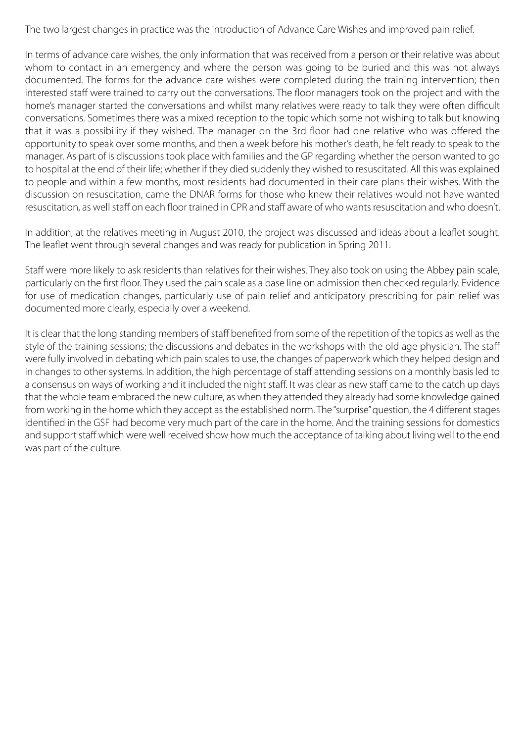The two largest changes in practice was the introduction of Advance Care Wishes and improved pain relief.

In terms of advance care wishes, the only information that was received from a person or their relative was about whom to contact in an emergency and where the person was going to be buried and this was not always documented. The forms for the advance care wishes were completed during the training intervention; then interested staff were trained to carry out the conversations. The floor managers took on the project and with the home's manager started the conversations and whilst many relatives were ready to talk they were often difficult conversations. Sometimes there was a mixed reception to the topic which some not wishing to talk but knowing that it was a possibility if they wished. The manager on the 3rd floor had one relative who was offered the opportunity to speak over some months, and then a week before his mother's death, he felt ready to speak to the manager. As part of is discussions took place with families and the GP regarding whether the person wanted to go to hospital at the end of their life; whether if they died suddenly they wished to resuscitated. All this was explained to people and within a few months, most residents had documented in their care plans their wishes. With the discussion on resuscitation, came the DNAR forms for those who knew their relatives would not have wanted resuscitation, as well staff on each floor trained in CPR and staff aware of who wants resuscitation and who doesn't.

In addition, at the relatives meeting in August 2010, the project was discussed and ideas about a leaflet sought. The leaflet went through several changes and was ready for publication in Spring 2011.

Staff were more likely to ask residents than relatives for their wishes. They also took on using the Abbey pain scale, particularly on the first floor. They used the pain scale as a base line on admission then checked regularly. Evidence for use of medication changes, particularly use of pain relief and anticipatory prescribing for pain relief was documented more clearly, especially over a weekend.

It is clear that the long standing members of staff benefited from some of the repetition of the topics as well as the style of the training sessions; the discussions and debates in the workshops with the old age physician. The staff were fully involved in debating which pain scales to use, the changes of paperwork which they helped design and in changes to other systems. In addition, the high percentage of staff attending sessions on a monthly basis led to a consensus on ways of working and it included the night staff. It was clear as new staff came to the catch up days that the whole team embraced the new culture, as when they attended they already had some knowledge gained from working in the home which they accept as the established norm. The "surprise" question, the 4 different stages identified in the GSF had become very much part of the care in the home. And the training sessions for domestics and support staff which were well received show how much the acceptance of talking about living well to the end was part of the culture.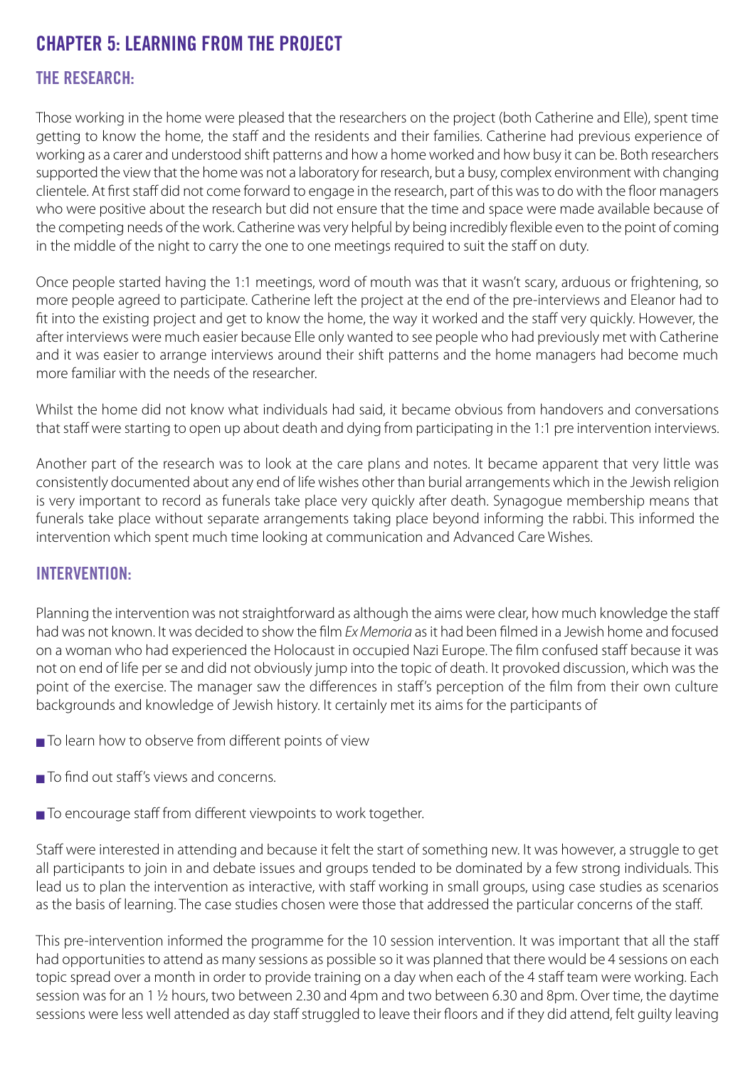# CHAPTER 5: LEARNING FROM THE PROJECT

## THE RESEARCH:

Those working in the home were pleased that the researchers on the project (both Catherine and Elle), spent time getting to know the home, the staff and the residents and their families. Catherine had previous experience of working as a carer and understood shift patterns and how a home worked and how busy it can be. Both researchers supported the view that the home was not a laboratory for research, but a busy, complex environment with changing clientele. At first staff did not come forward to engage in the research, part of this was to do with the floor managers who were positive about the research but did not ensure that the time and space were made available because of the competing needs of the work. Catherine was very helpful by being incredibly flexible even to the point of coming in the middle of the night to carry the one to one meetings required to suit the staff on duty.

Once people started having the 1:1 meetings, word of mouth was that it wasn't scary, arduous or frightening, so more people agreed to participate. Catherine left the project at the end of the pre-interviews and Eleanor had to fit into the existing project and get to know the home, the way it worked and the staff very quickly. However, the after interviews were much easier because Elle only wanted to see people who had previously met with Catherine and it was easier to arrange interviews around their shift patterns and the home managers had become much more familiar with the needs of the researcher.

Whilst the home did not know what individuals had said, it became obvious from handovers and conversations that staff were starting to open up about death and dying from participating in the 1:1 pre intervention interviews.

Another part of the research was to look at the care plans and notes. It became apparent that very little was consistently documented about any end of life wishes other than burial arrangements which in the Jewish religion is very important to record as funerals take place very quickly after death. Synagogue membership means that funerals take place without separate arrangements taking place beyond informing the rabbi. This informed the intervention which spent much time looking at communication and Advanced Care Wishes.

## INTERVENTION:

Planning the intervention was not straightforward as although the aims were clear, how much knowledge the staff had was not known. It was decided to show the film *Ex Memoria* as it had been filmed in a Jewish home and focused on a woman who had experienced the Holocaust in occupied Nazi Europe. The film confused staff because it was not on end of life per se and did not obviously jump into the topic of death. It provoked discussion, which was the point of the exercise. The manager saw the differences in staff's perception of the film from their own culture backgrounds and knowledge of Jewish history. It certainly met its aims for the participants of

- To learn how to observe from different points of view
- To find out staff's views and concerns.
- To encourage staff from different viewpoints to work together.

Staff were interested in attending and because it felt the start of something new. It was however, a struggle to get all participants to join in and debate issues and groups tended to be dominated by a few strong individuals. This lead us to plan the intervention as interactive, with staff working in small groups, using case studies as scenarios as the basis of learning. The case studies chosen were those that addressed the particular concerns of the staff.

This pre-intervention informed the programme for the 10 session intervention. It was important that all the staff had opportunities to attend as many sessions as possible so it was planned that there would be 4 sessions on each topic spread over a month in order to provide training on a day when each of the 4 staff team were working. Each session was for an 1 ½ hours, two between 2.30 and 4pm and two between 6.30 and 8pm. Over time, the daytime sessions were less well attended as day staff struggled to leave their floors and if they did attend, felt guilty leaving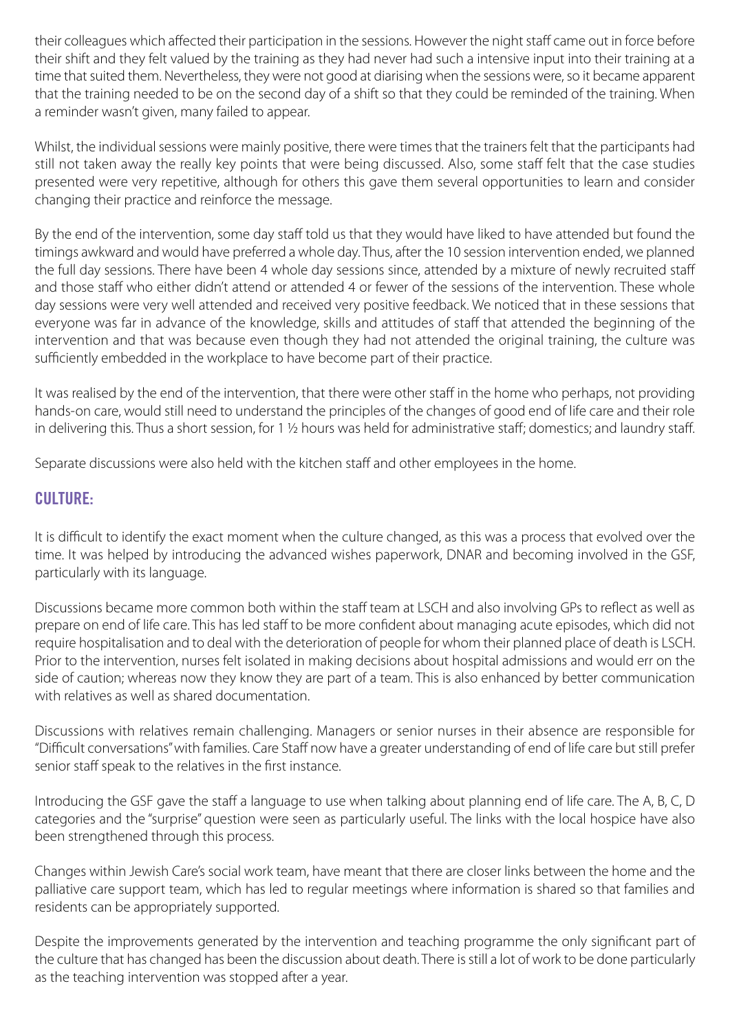their colleagues which affected their participation in the sessions. However the night staff came out in force before their shift and they felt valued by the training as they had never had such a intensive input into their training at a time that suited them. Nevertheless, they were not good at diarising when the sessions were, so it became apparent that the training needed to be on the second day of a shift so that they could be reminded of the training. When a reminder wasn't given, many failed to appear.

Whilst, the individual sessions were mainly positive, there were times that the trainers felt that the participants had still not taken away the really key points that were being discussed. Also, some staff felt that the case studies presented were very repetitive, although for others this gave them several opportunities to learn and consider changing their practice and reinforce the message.

By the end of the intervention, some day staff told us that they would have liked to have attended but found the timings awkward and would have preferred a whole day. Thus, after the 10 session intervention ended, we planned the full day sessions. There have been 4 whole day sessions since, attended by a mixture of newly recruited staff and those staff who either didn't attend or attended 4 or fewer of the sessions of the intervention. These whole day sessions were very well attended and received very positive feedback. We noticed that in these sessions that everyone was far in advance of the knowledge, skills and attitudes of staff that attended the beginning of the intervention and that was because even though they had not attended the original training, the culture was sufficiently embedded in the workplace to have become part of their practice.

It was realised by the end of the intervention, that there were other staff in the home who perhaps, not providing hands-on care, would still need to understand the principles of the changes of good end of life care and their role in delivering this. Thus a short session, for 1 ½ hours was held for administrative staff; domestics; and laundry staff.

Separate discussions were also held with the kitchen staff and other employees in the home.

## CULTURE:

It is difficult to identify the exact moment when the culture changed, as this was a process that evolved over the time. It was helped by introducing the advanced wishes paperwork, DNAR and becoming involved in the GSF, particularly with its language.

Discussions became more common both within the staff team at LSCH and also involving GPs to reflect as well as prepare on end of life care. This has led staff to be more confident about managing acute episodes, which did not require hospitalisation and to deal with the deterioration of people for whom their planned place of death is LSCH. Prior to the intervention, nurses felt isolated in making decisions about hospital admissions and would err on the side of caution; whereas now they know they are part of a team. This is also enhanced by better communication with relatives as well as shared documentation.

Discussions with relatives remain challenging. Managers or senior nurses in their absence are responsible for "Difficult conversations" with families. Care Staff now have a greater understanding of end of life care but still prefer senior staff speak to the relatives in the first instance.

Introducing the GSF gave the staff a language to use when talking about planning end of life care. The A, B, C, D categories and the "surprise" question were seen as particularly useful. The links with the local hospice have also been strengthened through this process.

Changes within Jewish Care's social work team, have meant that there are closer links between the home and the palliative care support team, which has led to regular meetings where information is shared so that families and residents can be appropriately supported.

Despite the improvements generated by the intervention and teaching programme the only significant part of the culture that has changed has been the discussion about death. There is still a lot of work to be done particularly as the teaching intervention was stopped after a year.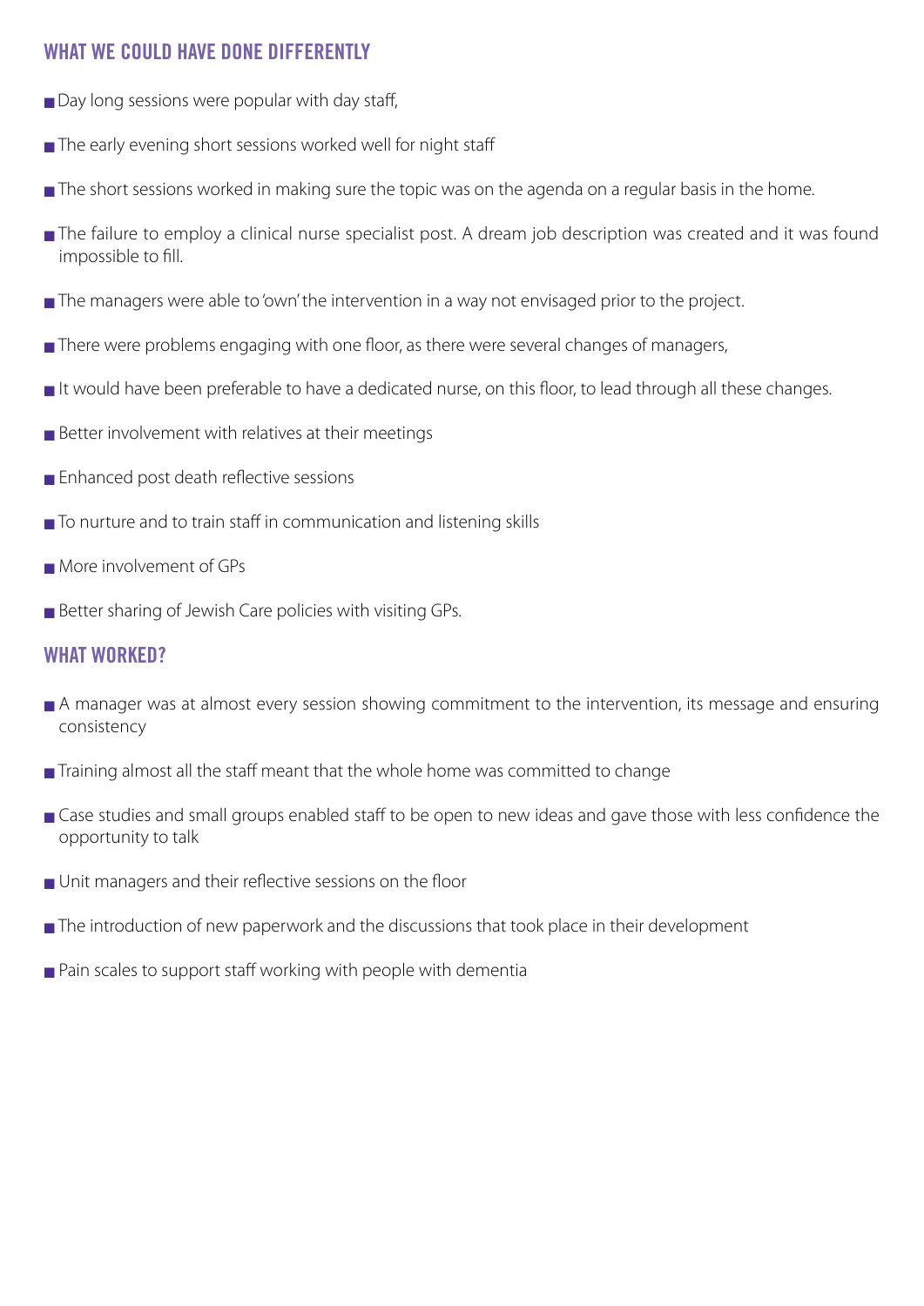## WHAT WE COULD HAVE DONE DIFFERENTLY

- Day long sessions were popular with day staff,
- The early evening short sessions worked well for night staff
- The short sessions worked in making sure the topic was on the agenda on a regular basis in the home.
- The failure to employ a clinical nurse specialist post. A dream job description was created and it was found impossible to fill.
- The managers were able to 'own' the intervention in a way not envisaged prior to the project.
- There were problems engaging with one floor, as there were several changes of managers,
- It would have been preferable to have a dedicated nurse, on this floor, to lead through all these changes.
- Better involvement with relatives at their meetings
- Enhanced post death reflective sessions
- To nurture and to train staff in communication and listening skills
- More involvement of GPs
- Better sharing of Jewish Care policies with visiting GPs.

## WHAT WORKED?

- A manager was at almost every session showing commitment to the intervention, its message and ensuring consistency
- Training almost all the staff meant that the whole home was committed to change
- Case studies and small groups enabled staff to be open to new ideas and gave those with less confidence the opportunity to talk
- Unit managers and their reflective sessions on the floor
- The introduction of new paperwork and the discussions that took place in their development
- Pain scales to support staff working with people with dementia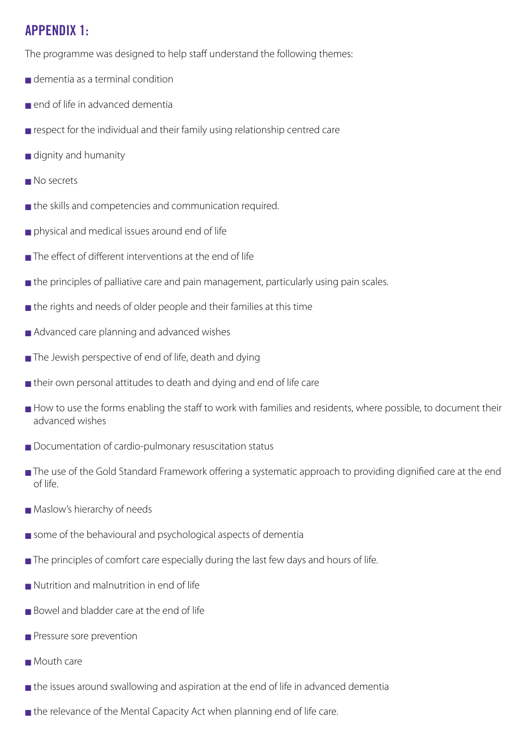## APPENDIX 1:

The programme was designed to help staff understand the following themes:

- dementia as a terminal condition
- end of life in advanced dementia
- respect for the individual and their family using relationship centred care
- dignity and humanity
- No secrets
- the skills and competencies and communication required.
- physical and medical issues around end of life
- The effect of different interventions at the end of life
- the principles of palliative care and pain management, particularly using pain scales.
- the rights and needs of older people and their families at this time
- Advanced care planning and advanced wishes
- The Jewish perspective of end of life, death and dying
- their own personal attitudes to death and dying and end of life care
- How to use the forms enabling the staff to work with families and residents, where possible, to document their advanced wishes
- Documentation of cardio-pulmonary resuscitation status
- The use of the Gold Standard Framework offering a systematic approach to providing dignified care at the end of life.
- Maslow's hierarchy of needs
- some of the behavioural and psychological aspects of dementia
- The principles of comfort care especially during the last few days and hours of life.
- Nutrition and malnutrition in end of life
- Bowel and bladder care at the end of life
- Pressure sore prevention
- Mouth care
- the issues around swallowing and aspiration at the end of life in advanced dementia
- the relevance of the Mental Capacity Act when planning end of life care.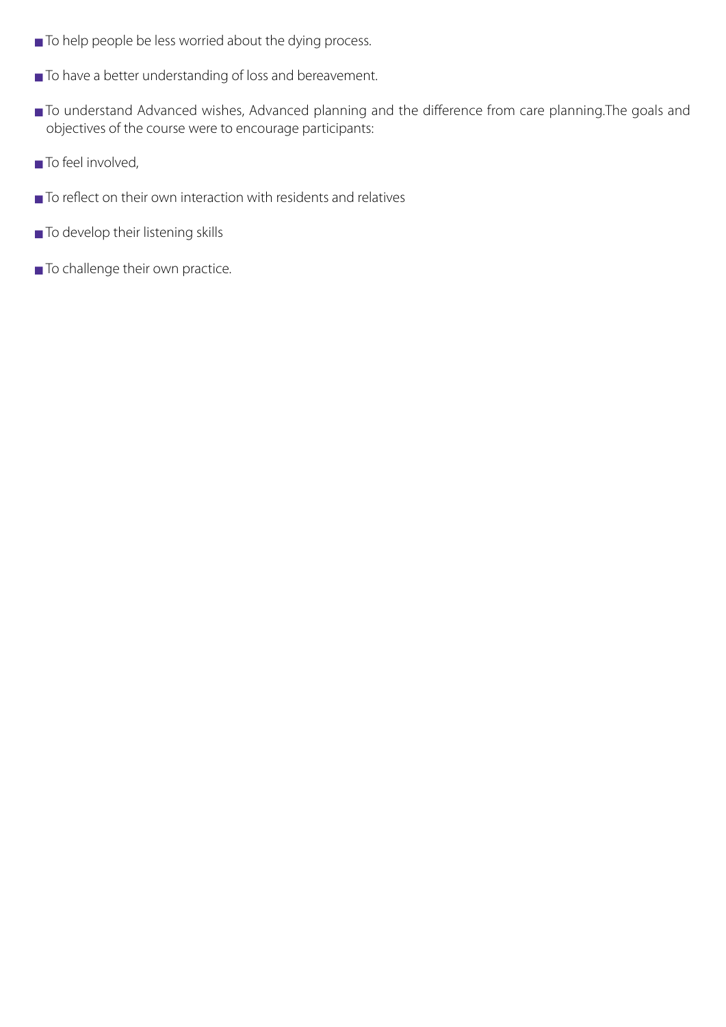- To help people be less worried about the dying process.
- To have a better understanding of loss and bereavement.
- To understand Advanced wishes, Advanced planning and the difference from care planning.The goals and objectives of the course were to encourage participants:
- To feel involved,
- To reflect on their own interaction with residents and relatives
- To develop their listening skills
- To challenge their own practice.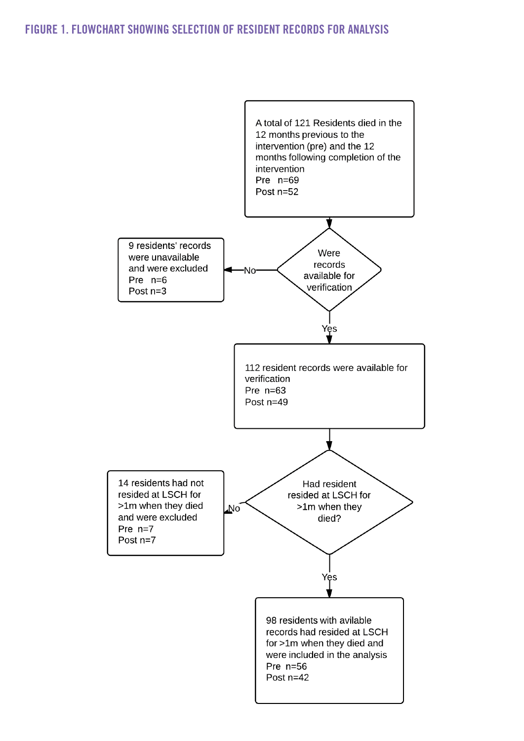## FIGURE 1. FLOWCHART SHOWING SELECTION OF RESIDENT RECORDS FOR ANALYSIS

A total of 121 Residents died in the 12 months previous to the intervention (pre) and the 12 months following completion of the intervention
Pre n=69
Post n=52

↓

**Were records available for verification**

- No → 9 residents' records were unavailable and were excluded
  Pre n=6
  Post n=3

- Yes ↓

112 resident records were available for verification
Pre n=63
Post n=49

↓

**Had resident resided at LSCH for >1m when they died?**

- No → 14 residents had not resided at LSCH for >1m when they died and were excluded
  Pre n=7
  Post n=7

- Yes ↓

98 residents with avilable records had resided at LSCH for >1m when they died and were included in the analysis
Pre n=56
Post n=42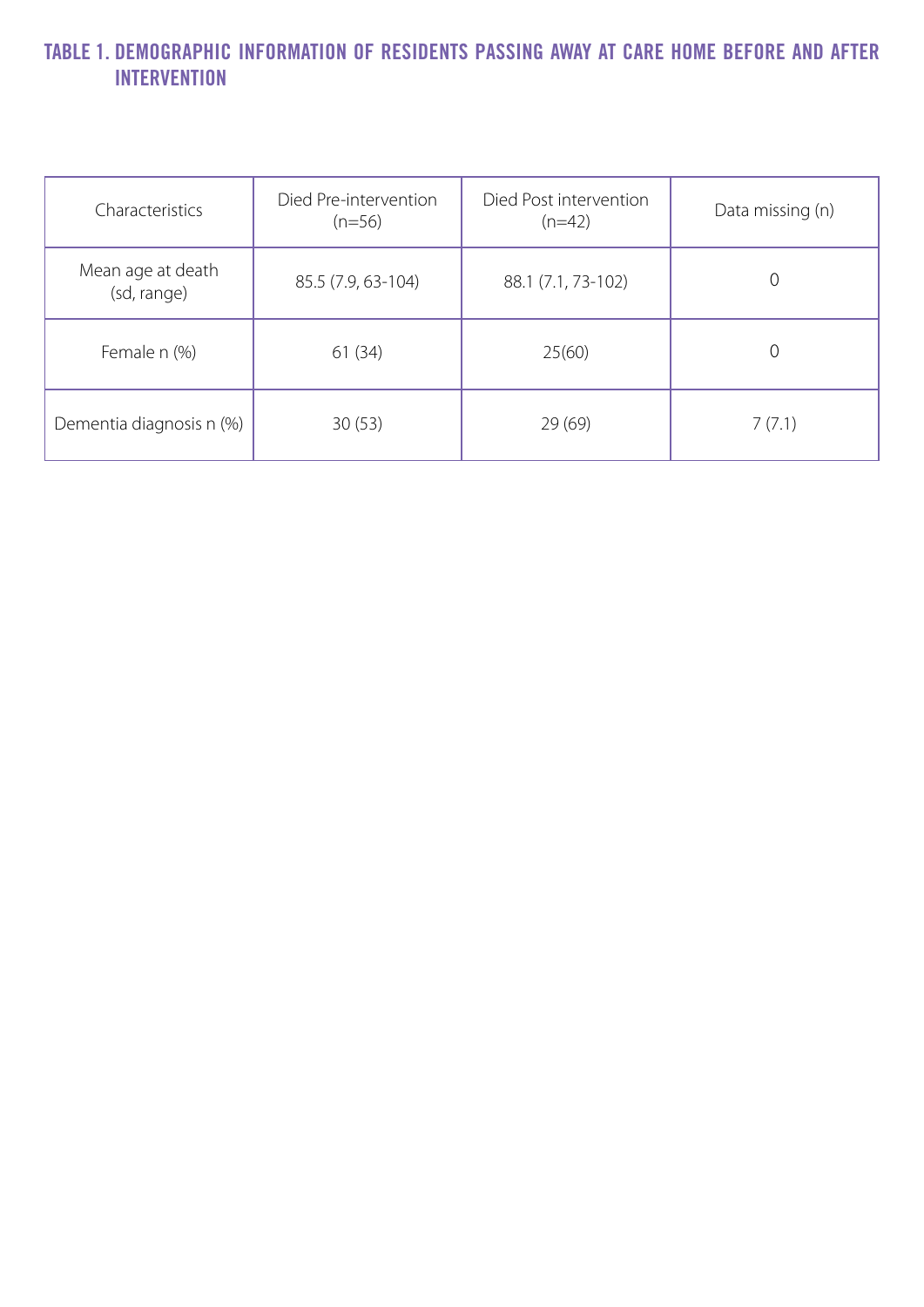### TABLE 1. DEMOGRAPHIC INFORMATION OF RESIDENTS PASSING AWAY AT CARE HOME BEFORE AND AFTER INTERVENTION

| Characteristics | Died Pre-intervention (n=56) | Died Post intervention (n=42) | Data missing (n) |
|---|---|---|---|
| Mean age at death (sd, range) | 85.5 (7.9, 63-104) | 88.1 (7.1, 73-102) | 0 |
| Female n (%) | 61 (34) | 25(60) | 0 |
| Dementia diagnosis n (%) | 30 (53) | 29 (69) | 7 (7.1) |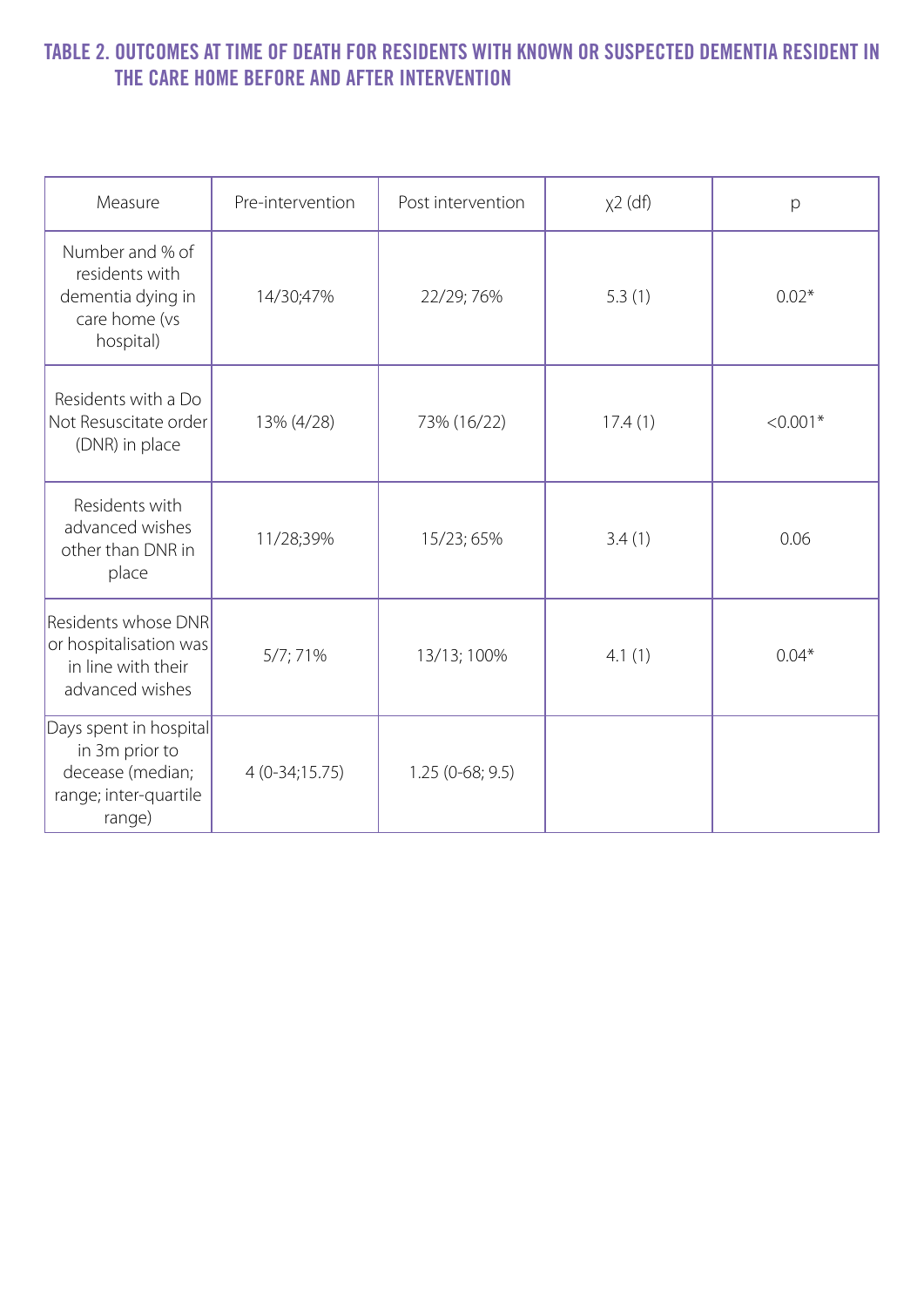## TABLE 2. OUTCOMES AT TIME OF DEATH FOR RESIDENTS WITH KNOWN OR SUSPECTED DEMENTIA RESIDENT IN THE CARE HOME BEFORE AND AFTER INTERVENTION

| Measure | Pre-intervention | Post intervention | $\chi2$ (df) | p |
|---|---|---|---|---|
| Number and % of residents with dementia dying in care home (vs hospital) | 14/30;47% | 22/29; 76% | 5.3 (1) | 0.02* |
| Residents with a Do Not Resuscitate order (DNR) in place | 13% (4/28) | 73% (16/22) | 17.4 (1) | <0.001* |
| Residents with advanced wishes other than DNR in place | 11/28;39% | 15/23; 65% | 3.4 (1) | 0.06 |
| Residents whose DNR or hospitalisation was in line with their advanced wishes | 5/7; 71% | 13/13; 100% | 4.1 (1) | 0.04* |
| Days spent in hospital in 3m prior to decease (median; range; inter-quartile range) | 4 (0-34;15.75) | 1.25 (0-68; 9.5) | | |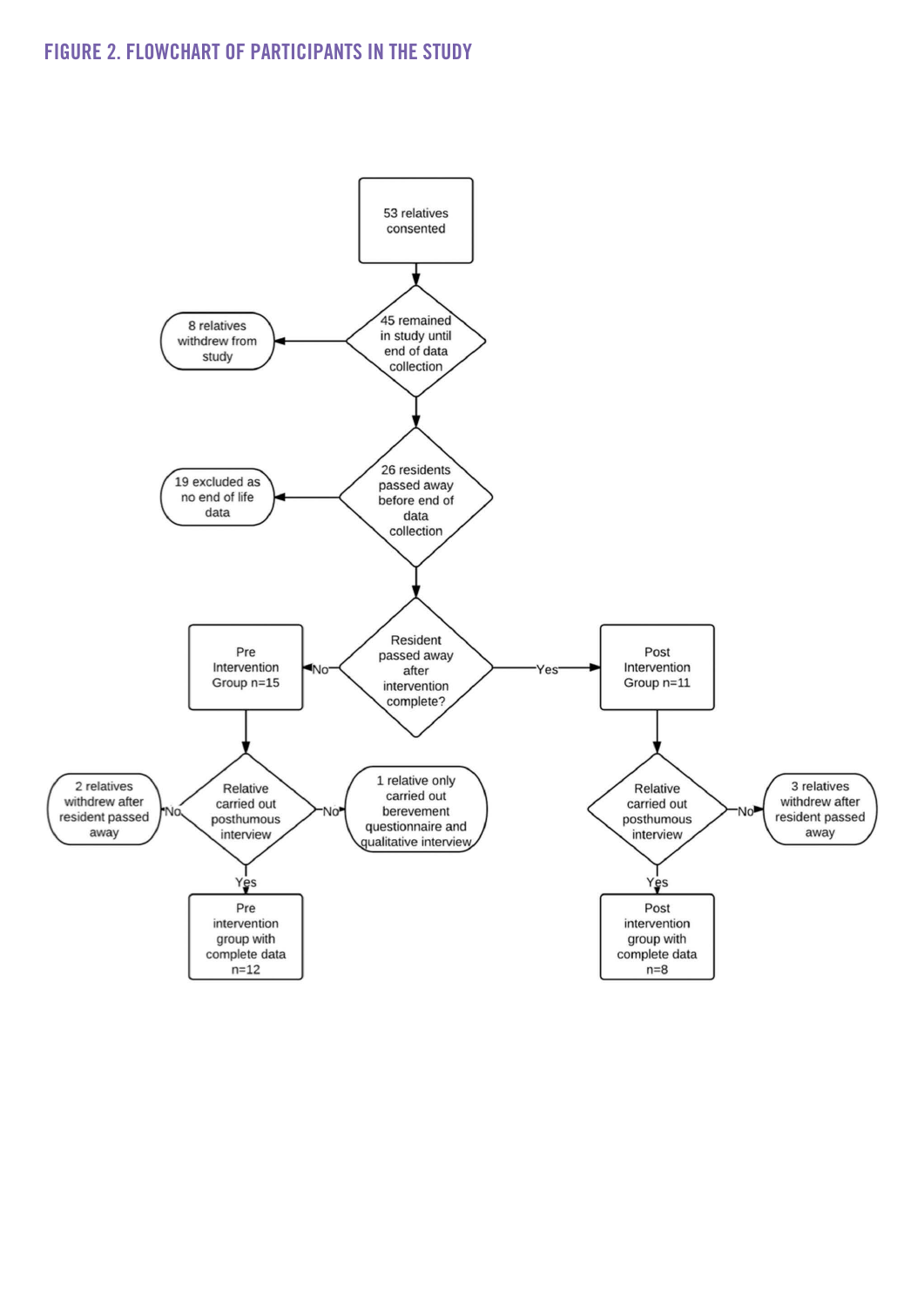## FIGURE 2. FLOWCHART OF PARTICIPANTS IN THE STUDY

53 relatives consented

45 remained in study until end of data collection

8 relatives withdrew from study

26 residents passed away before end of data collection

19 excluded as no end of life data

Resident passed away after intervention complete?

No → Pre Intervention Group n=15

Yes → Post Intervention Group n=11

**Pre Intervention Group n=15**

Relative carried out posthumous interview

No → 2 relatives withdrew after resident passed away

No → 1 relative only carried out bereavement questionnaire and qualitative interview

Yes → Pre intervention group with complete data n=12

**Post Intervention Group n=11**

Relative carried out posthumous interview

No → 3 relatives withdrew after resident passed away

Yes → Post intervention group with complete data n=8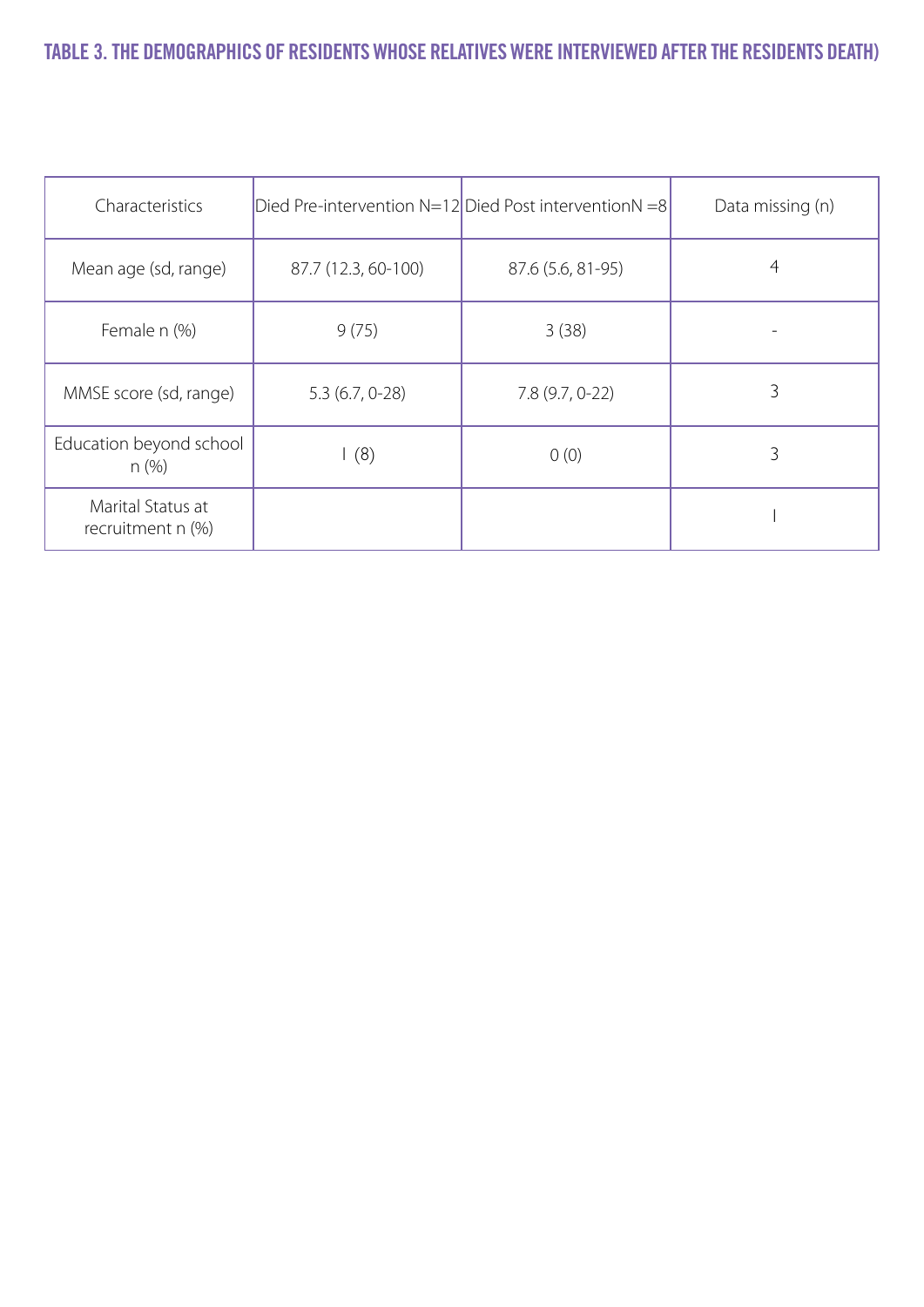### TABLE 3. THE DEMOGRAPHICS OF RESIDENTS WHOSE RELATIVES WERE INTERVIEWED AFTER THE RESIDENTS DEATH)

| Characteristics | Died Pre-intervention N=12 | Died Post interventionN =8 | Data missing (n) |
|---|---|---|---|
| Mean age (sd, range) | 87.7 (12.3, 60-100) | 87.6 (5.6, 81-95) | 4 |
| Female n (%) | 9 (75) | 3 (38) | - |
| MMSE score (sd, range) | 5.3 (6.7, 0-28) | 7.8 (9.7, 0-22) | 3 |
| Education beyond school n (%) | 1 (8) | 0 (0) | 3 |
| Marital Status at recruitment n (%) | | | 1 |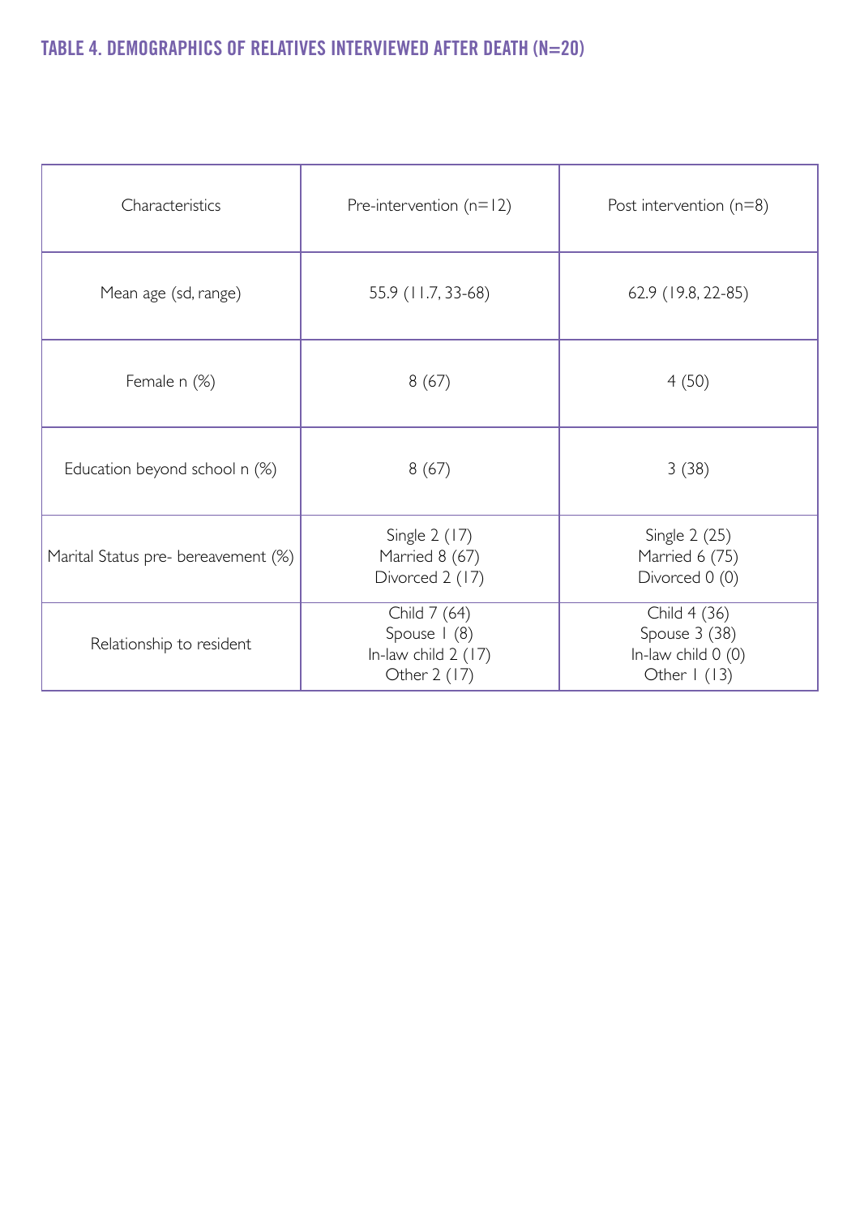## TABLE 4. DEMOGRAPHICS OF RELATIVES INTERVIEWED AFTER DEATH (N=20)

| Characteristics | Pre-intervention (n=12) | Post intervention (n=8) |
|---|---|---|
| Mean age (sd, range) | 55.9 (11.7, 33-68) | 62.9 (19.8, 22-85) |
| Female n (%) | 8 (67) | 4 (50) |
| Education beyond school n (%) | 8 (67) | 3 (38) |
| Marital Status pre- bereavement (%) | Single 2 (17)<br>Married 8 (67)<br>Divorced 2 (17) | Single 2 (25)<br>Married 6 (75)<br>Divorced 0 (0) |
| Relationship to resident | Child 7 (64)<br>Spouse 1 (8)<br>In-law child 2 (17)<br>Other 2 (17) | Child 4 (36)<br>Spouse 3 (38)<br>In-law child 0 (0)<br>Other 1 (13) |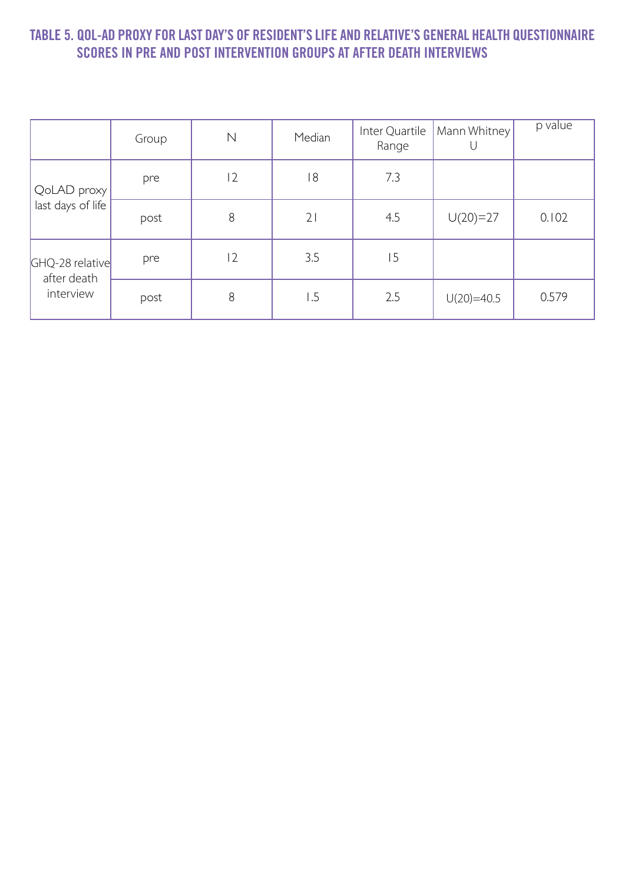#### TABLE 5. QOL-AD PROXY FOR LAST DAY'S OF RESIDENT'S LIFE AND RELATIVE'S GENERAL HEALTH QUESTIONNAIRE SCORES IN PRE AND POST INTERVENTION GROUPS AT AFTER DEATH INTERVIEWS

| | Group | N | Median | Inter Quartile Range | Mann Whitney U | p value |
|---|---|---|---|---|---|---|
| QoLAD proxy last days of life | pre | 12 | 18 | 7.3 | | |
| | post | 8 | 21 | 4.5 | $U(20)=27$ | 0.102 |
| GHQ-28 relative after death interview | pre | 12 | 3.5 | 15 | | |
| | post | 8 | 1.5 | 2.5 | $U(20)=40.5$ | 0.579 |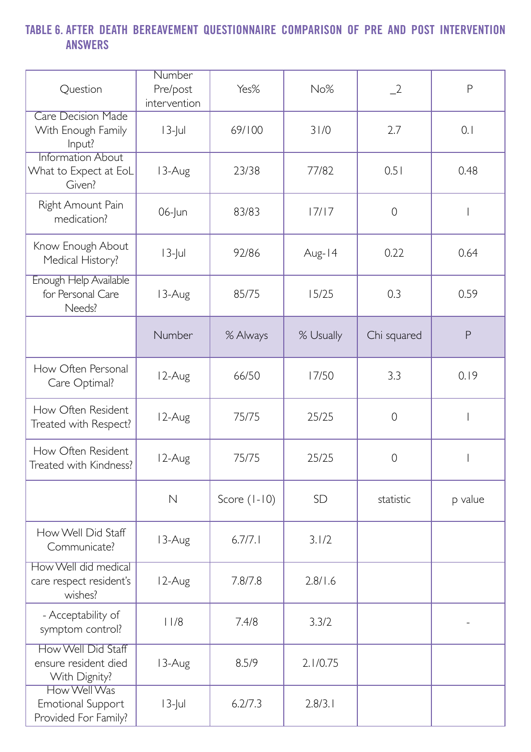## TABLE 6. AFTER DEATH BEREAVEMENT QUESTIONNAIRE COMPARISON OF PRE AND POST INTERVENTION ANSWERS

| Question | Number Pre/post intervention | Yes% | No% | _2 | P |
|---|---|---|---|---|---|
| Care Decision Made With Enough Family Input? | 13-Jul | 69/100 | 31/0 | 2.7 | 0.1 |
| Information About What to Expect at EoL Given? | 13-Aug | 23/38 | 77/82 | 0.51 | 0.48 |
| Right Amount Pain medication? | 06-Jun | 83/83 | 17/17 | 0 | 1 |
| Know Enough About Medical History? | 13-Jul | 92/86 | Aug-14 | 0.22 | 0.64 |
| Enough Help Available for Personal Care Needs? | 13-Aug | 85/75 | 15/25 | 0.3 | 0.59 |
| | Number | % Always | % Usually | Chi squared | P |
| How Often Personal Care Optimal? | 12-Aug | 66/50 | 17/50 | 3.3 | 0.19 |
| How Often Resident Treated with Respect? | 12-Aug | 75/75 | 25/25 | 0 | 1 |
| How Often Resident Treated with Kindness? | 12-Aug | 75/75 | 25/25 | 0 | 1 |
| | N | Score (1-10) | SD | statistic | p value |
| How Well Did Staff Communicate? | 13-Aug | 6.7/7.1 | 3.1/2 | | |
| How Well did medical care respect resident's wishes? | 12-Aug | 7.8/7.8 | 2.8/1.6 | | |
| - Acceptability of symptom control? | 11/8 | 7.4/8 | 3.3/2 | | - |
| How Well Did Staff ensure resident died With Dignity? | 13-Aug | 8.5/9 | 2.1/0.75 | | |
| How Well Was Emotional Support Provided For Family? | 13-Jul | 6.2/7.3 | 2.8/3.1 | | |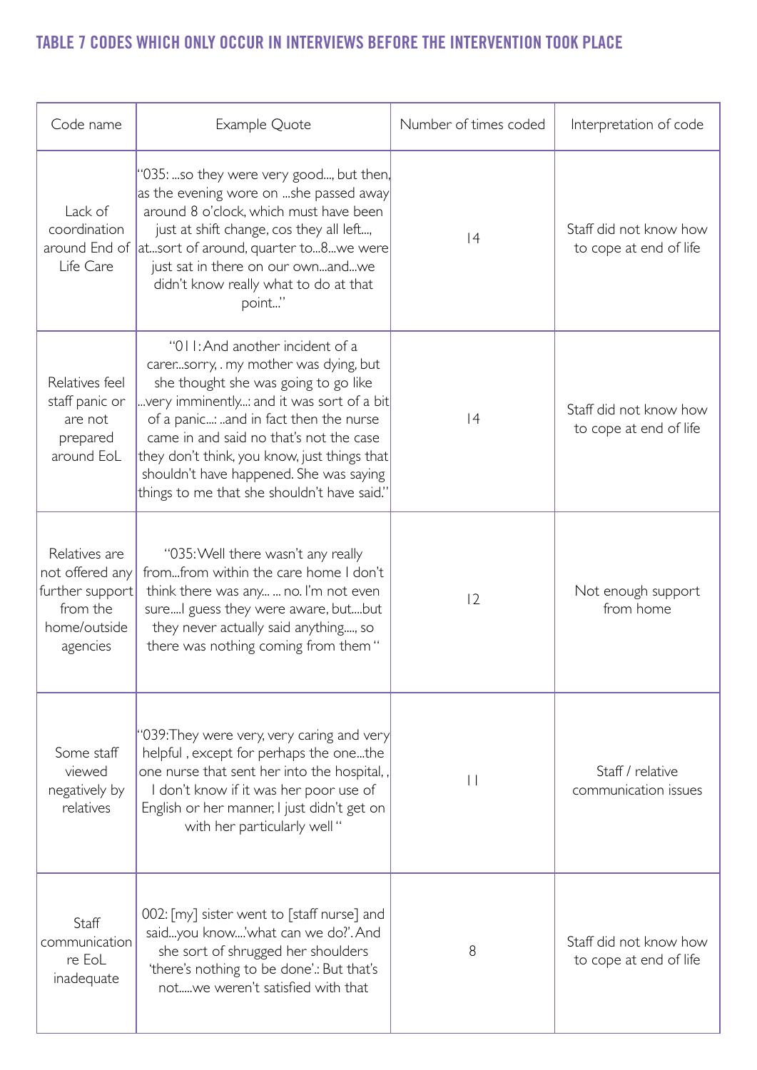## TABLE 7 CODES WHICH ONLY OCCUR IN INTERVIEWS BEFORE THE INTERVENTION TOOK PLACE

| Code name | Example Quote | Number of times coded | Interpretation of code |
|---|---|---|---|
| Lack of coordination around End of Life Care | "035: ...so they were very good..., but then, as the evening wore on ...she passed away around 8 o'clock, which must have been just at shift change, cos they all left..., at...sort of around, quarter to...8...we were just sat in there on our own...and...we didn't know really what to do at that point..." | 14 | Staff did not know how to cope at end of life |
| Relatives feel staff panic or are not prepared around EoL | "011: And another incident of a carer...sorry, . my mother was dying, but she thought she was going to go like ...very imminently...: and it was sort of a bit of a panic...: ..and in fact then the nurse came in and said no that's not the case they don't think, you know, just things that shouldn't have happened. She was saying things to me that she shouldn't have said." | 14 | Staff did not know how to cope at end of life |
| Relatives are not offered any further support from the home/outside agencies | "035: Well there wasn't any really from...from within the care home I don't think there was any... ... no. I'm not even sure....I guess they were aware, but....but they never actually said anything...., so there was nothing coming from them " | 12 | Not enough support from home |
| Some staff viewed negatively by relatives | "039: They were very, very caring and very helpful , except for perhaps the one...the one nurse that sent her into the hospital, , I don't know if it was her poor use of English or her manner, I just didn't get on with her particularly well " | 11 | Staff / relative communication issues |
| Staff communication re EoL inadequate | 002: [my] sister went to [staff nurse] and said...you know....'what can we do?'. And she sort of shrugged her shoulders 'there's nothing to be done'.: But that's not.....we weren't satisfied with that | 8 | Staff did not know how to cope at end of life |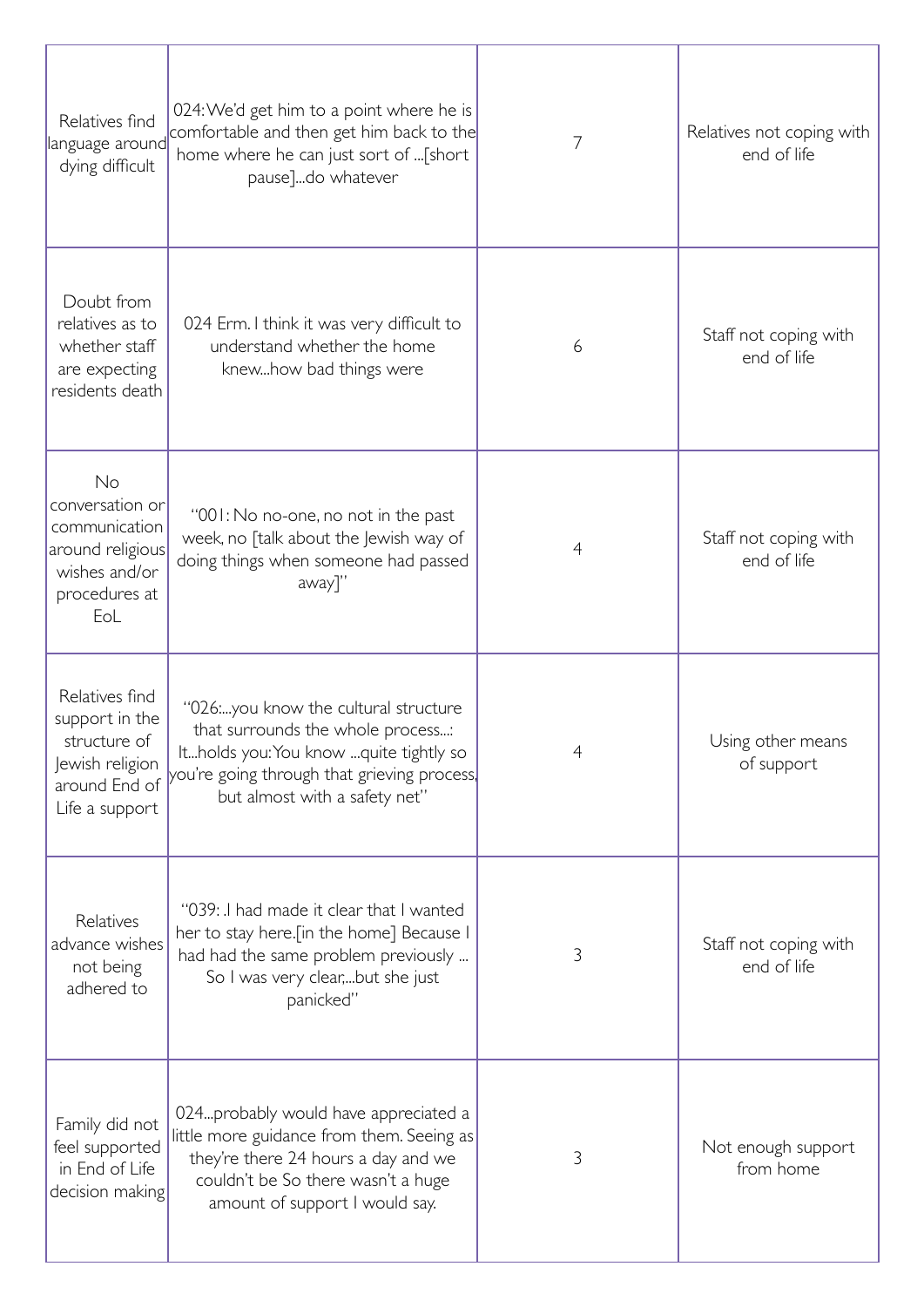| | | | |
|---|---|---|---|
| Relatives find language around dying difficult | 024: We'd get him to a point where he is comfortable and then get him back to the home where he can just sort of ...[short pause]...do whatever | 7 | Relatives not coping with end of life |
| Doubt from relatives as to whether staff are expecting residents death | 024 Erm. I think it was very difficult to understand whether the home knew...how bad things were | 6 | Staff not coping with end of life |
| No conversation or communication around religious wishes and/or procedures at EoL | "001: No no-one, no not in the past week, no [talk about the Jewish way of doing things when someone had passed away]" | 4 | Staff not coping with end of life |
| Relatives find support in the structure of Jewish religion around End of Life a support | "026:...you know the cultural structure that surrounds the whole process...: It...holds you: You know ...quite tightly so you're going through that grieving process, but almost with a safety net" | 4 | Using other means of support |
| Relatives advance wishes not being adhered to | "039: .I had made it clear that I wanted her to stay here.[in the home] Because I had had the same problem previously ... So I was very clear,...but she just panicked" | 3 | Staff not coping with end of life |
| Family did not feel supported in End of Life decision making | 024...probably would have appreciated a little more guidance from them. Seeing as they're there 24 hours a day and we couldn't be So there wasn't a huge amount of support I would say. | 3 | Not enough support from home |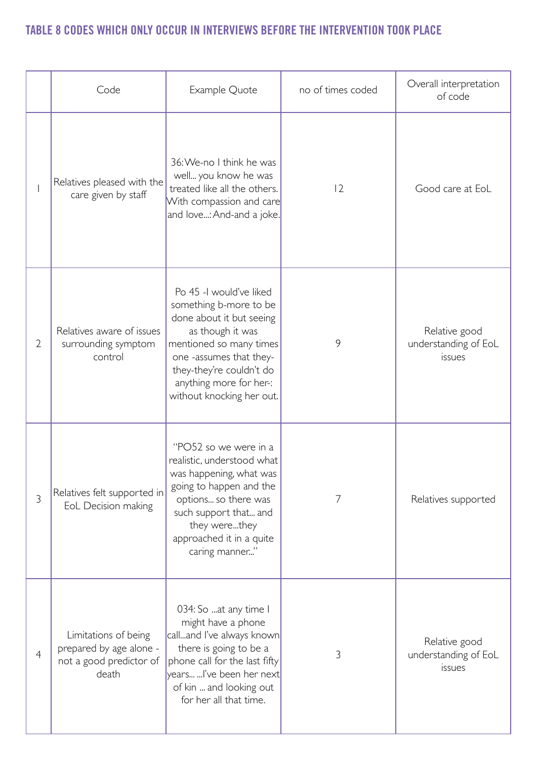## TABLE 8 CODES WHICH ONLY OCCUR IN INTERVIEWS BEFORE THE INTERVENTION TOOK PLACE

| | Code | Example Quote | no of times coded | Overall interpretation of code |
|---|---|---|---|---|
| 1 | Relatives pleased with the care given by staff | 36: We-no I think he was well... you know he was treated like all the others. With compassion and care and love...: And-and a joke. | 12 | Good care at EoL |
| 2 | Relatives aware of issues surrounding symptom control | Po 45 -I would've liked something b-more to be done about it but seeing as though it was mentioned so many times one -assumes that they-they-they're couldn't do anything more for her-: without knocking her out. | 9 | Relative good understanding of EoL issues |
| 3 | Relatives felt supported in EoL Decision making | "PO52 so we were in a realistic, understood what was happening, what was going to happen and the options... so there was such support that... and they were...they approached it in a quite caring manner..." | 7 | Relatives supported |
| 4 | Limitations of being prepared by age alone - not a good predictor of death | 034: So ...at any time I might have a phone call...and I've always known there is going to be a phone call for the last fifty years... ...I've been her next of kin ... and looking out for her all that time. | 3 | Relative good understanding of EoL issues |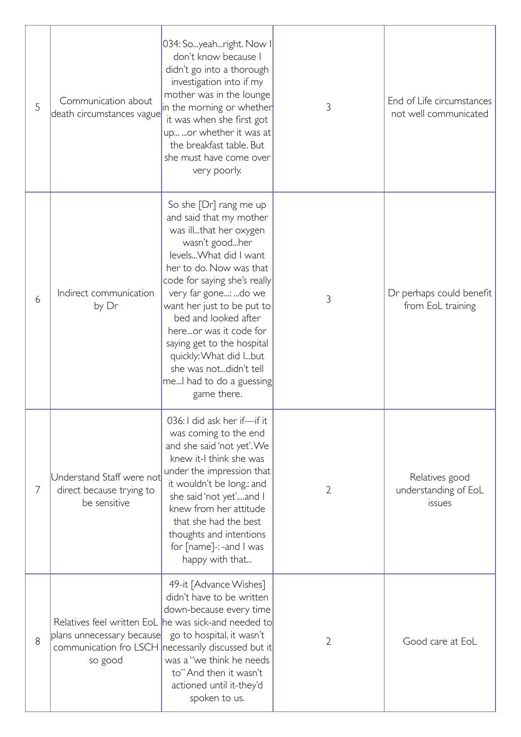| 5 | Communication about death circumstances vague | 034: So...yeah...right. Now I don't know because I didn't go into a thorough investigation into if my mother was in the lounge in the morning or whether it was when she first got up... ...or whether it was at the breakfast table. But she must have come over very poorly. | 3 | End of Life circumstances not well communicated |
|---|---|---|---|---|
| 6 | Indirect communication by Dr | So she [Dr] rang me up and said that my mother was ill...that her oxygen wasn't good...her levels...What did I want her to do. Now was that code for saying she's really very far gone...: ...do we want her just to be put to bed and looked after here...or was it code for saying get to the hospital quickly: What did I...but she was not...didn't tell me...I had to do a guessing game there. | 3 | Dr perhaps could benefit from EoL training |
| 7 | Understand Staff were not direct because trying to be sensitive | 036: I did ask her if—if it was coming to the end and she said 'not yet'. We knew it-I think she was under the impression that it wouldn't be long.: and she said 'not yet'....and I knew from her attitude that she had the best thoughts and intentions for [name]-: -and I was happy with that... | 2 | Relatives good understanding of EoL issues |
| 8 | Relatives feel written EoL plans unnecessary because communication fro LSCH so good | 49-it [Advance Wishes] didn't have to be written down-because every time he was sick-and needed to go to hospital, it wasn't necessarily discussed but it was a "we think he needs to" And then it wasn't actioned until it-they'd spoken to us. | 2 | Good care at EoL |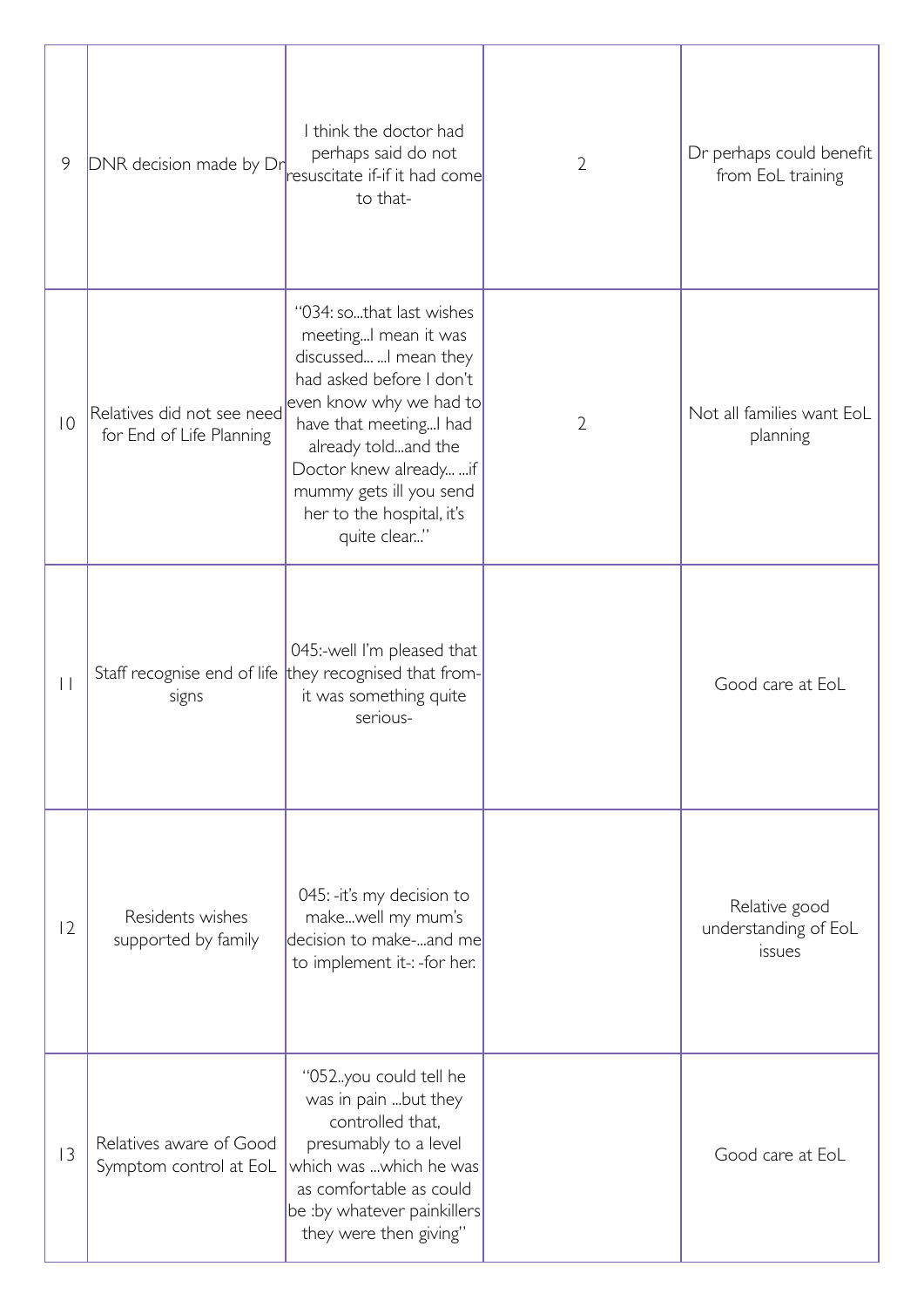| | | | | |
|---|---|---|---|---|
| 9 | DNR decision made by Dr | I think the doctor had perhaps said do not resuscitate if-if it had come to that- | 2 | Dr perhaps could benefit from EoL training |
| 10 | Relatives did not see need for End of Life Planning | "034: so...that last wishes meeting...I mean it was discussed... ...I mean they had asked before I don't even know why we had to have that meeting...I had already told...and the Doctor knew already... ...if mummy gets ill you send her to the hospital, it's quite clear..." | 2 | Not all families want EoL planning |
| 11 | Staff recognise end of life signs | 045:-well I'm pleased that they recognised that from- it was something quite serious- | | Good care at EoL |
| 12 | Residents wishes supported by family | 045: -it's my decision to make...well my mum's decision to make-...and me to implement it-: -for her. | | Relative good understanding of EoL issues |
| 13 | Relatives aware of Good Symptom control at EoL | "052..you could tell he was in pain ...but they controlled that, presumably to a level which was ...which he was as comfortable as could be :by whatever painkillers they were then giving" | | Good care at EoL |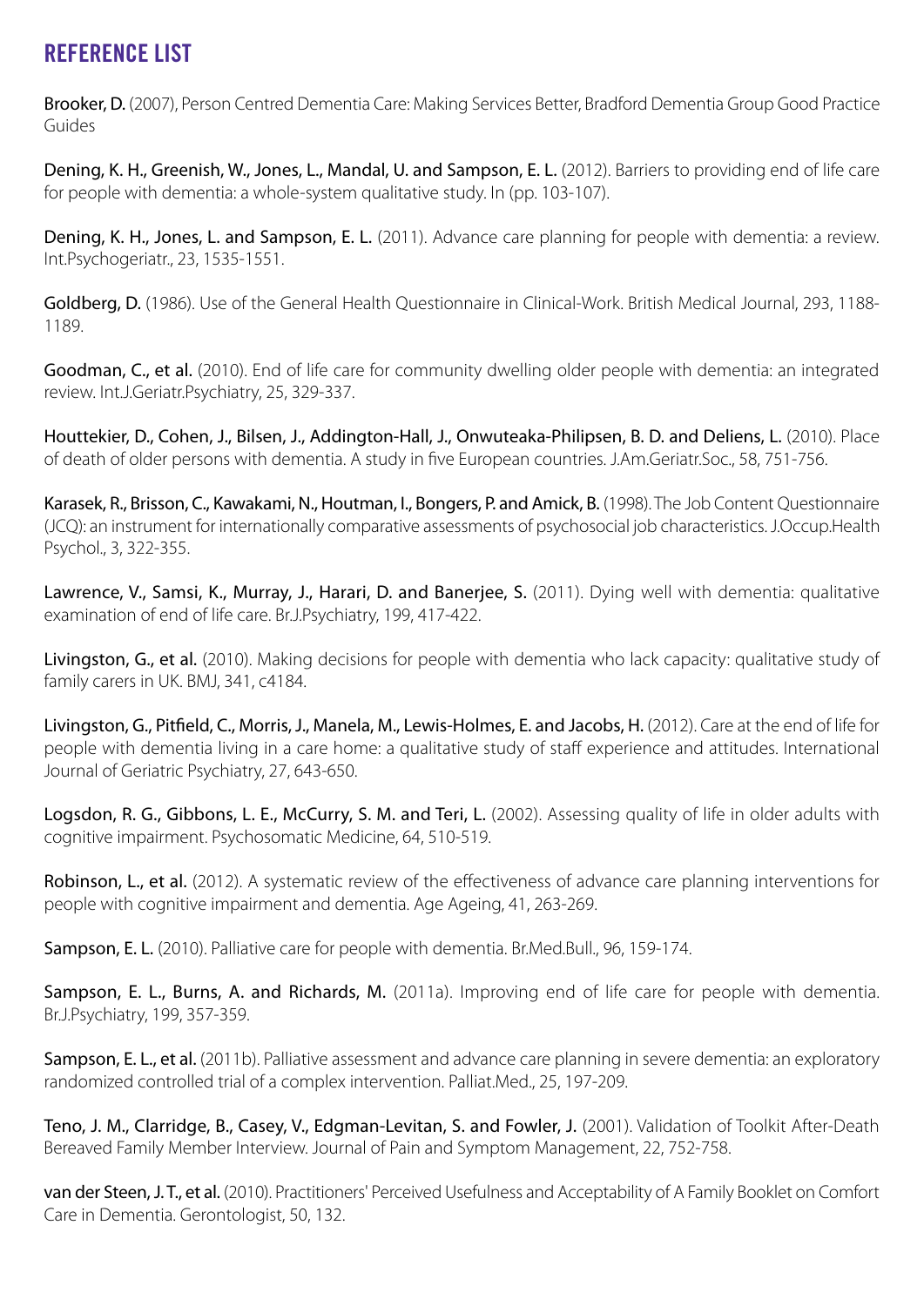# REFERENCE LIST

**Brooker, D.** (2007), Person Centred Dementia Care: Making Services Better, Bradford Dementia Group Good Practice Guides

**Dening, K. H., Greenish, W., Jones, L., Mandal, U. and Sampson, E. L.** (2012). Barriers to providing end of life care for people with dementia: a whole-system qualitative study. In (pp. 103-107).

**Dening, K. H., Jones, L. and Sampson, E. L.** (2011). Advance care planning for people with dementia: a review. Int.Psychogeriatr., 23, 1535-1551.

**Goldberg, D.** (1986). Use of the General Health Questionnaire in Clinical-Work. British Medical Journal, 293, 1188-1189.

**Goodman, C., et al.** (2010). End of life care for community dwelling older people with dementia: an integrated review. Int.J.Geriatr.Psychiatry, 25, 329-337.

**Houttekier, D., Cohen, J., Bilsen, J., Addington-Hall, J., Onwuteaka-Philipsen, B. D. and Deliens, L.** (2010). Place of death of older persons with dementia. A study in five European countries. J.Am.Geriatr.Soc., 58, 751-756.

**Karasek, R., Brisson, C., Kawakami, N., Houtman, I., Bongers, P. and Amick, B.** (1998). The Job Content Questionnaire (JCQ): an instrument for internationally comparative assessments of psychosocial job characteristics. J.Occup.Health Psychol., 3, 322-355.

**Lawrence, V., Samsi, K., Murray, J., Harari, D. and Banerjee, S.** (2011). Dying well with dementia: qualitative examination of end of life care. Br.J.Psychiatry, 199, 417-422.

**Livingston, G., et al.** (2010). Making decisions for people with dementia who lack capacity: qualitative study of family carers in UK. BMJ, 341, c4184.

**Livingston, G., Pitfield, C., Morris, J., Manela, M., Lewis-Holmes, E. and Jacobs, H.** (2012). Care at the end of life for people with dementia living in a care home: a qualitative study of staff experience and attitudes. International Journal of Geriatric Psychiatry, 27, 643-650.

**Logsdon, R. G., Gibbons, L. E., McCurry, S. M. and Teri, L.** (2002). Assessing quality of life in older adults with cognitive impairment. Psychosomatic Medicine, 64, 510-519.

**Robinson, L., et al.** (2012). A systematic review of the effectiveness of advance care planning interventions for people with cognitive impairment and dementia. Age Ageing, 41, 263-269.

**Sampson, E. L.** (2010). Palliative care for people with dementia. Br.Med.Bull., 96, 159-174.

**Sampson, E. L., Burns, A. and Richards, M.** (2011a). Improving end of life care for people with dementia. Br.J.Psychiatry, 199, 357-359.

**Sampson, E. L., et al.** (2011b). Palliative assessment and advance care planning in severe dementia: an exploratory randomized controlled trial of a complex intervention. Palliat.Med., 25, 197-209.

**Teno, J. M., Clarridge, B., Casey, V., Edgman-Levitan, S. and Fowler, J.** (2001). Validation of Toolkit After-Death Bereaved Family Member Interview. Journal of Pain and Symptom Management, 22, 752-758.

**van der Steen, J. T., et al.** (2010). Practitioners' Perceived Usefulness and Acceptability of A Family Booklet on Comfort Care in Dementia. Gerontologist, 50, 132.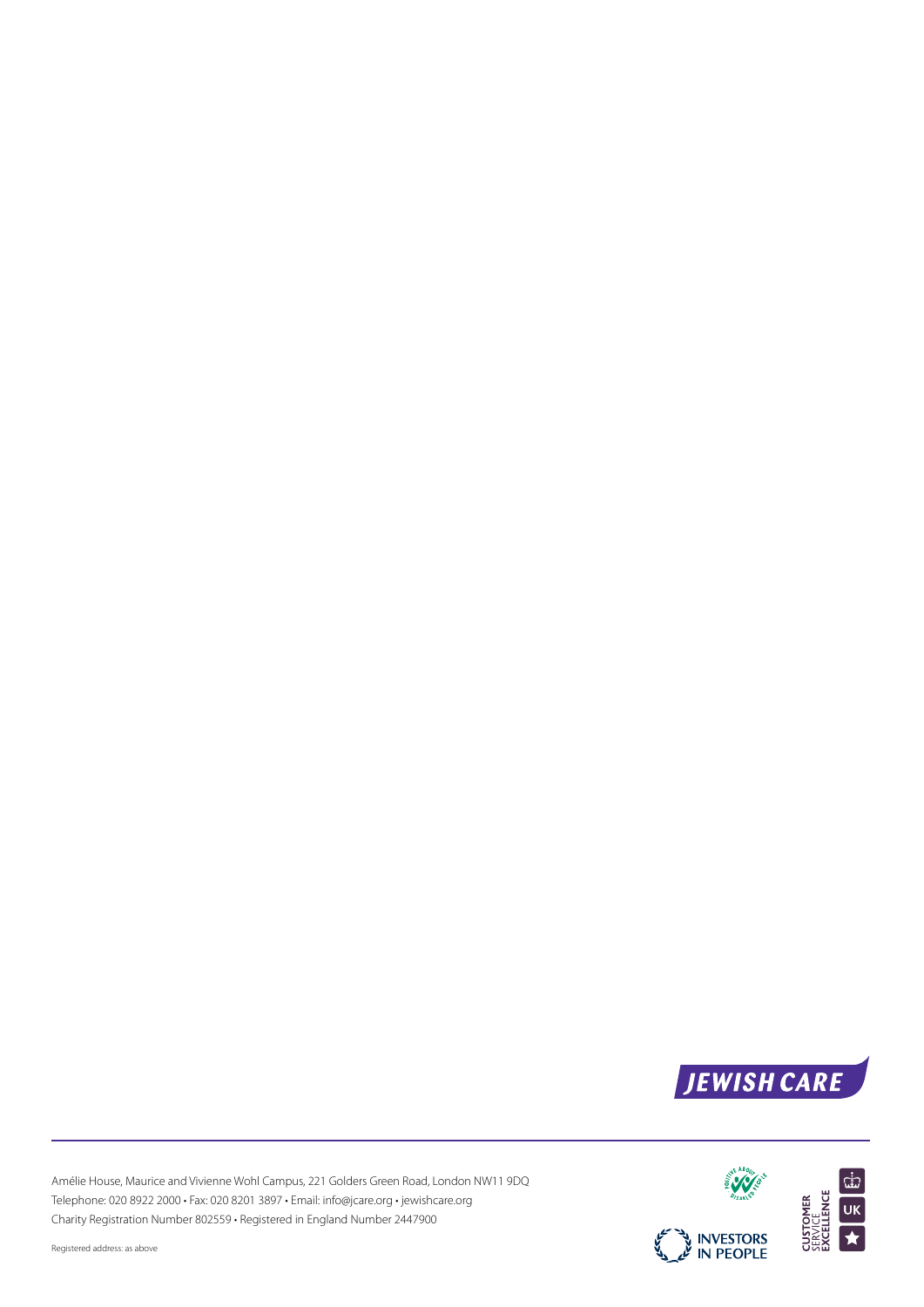JEWISH CARE

Amélie House, Maurice and Vivienne Wohl Campus, 221 Golders Green Road, London NW11 9DQ
Telephone: 020 8922 2000 • Fax: 020 8201 3897 • Email: info@jcare.org • jewishcare.org
Charity Registration Number 802559 • Registered in England Number 2447900

Registered address: as above

POSITIVE ABOUT DISABLED PEOPLE

INVESTORS IN PEOPLE

CUSTOMER SERVICE EXCELLENCE

UK